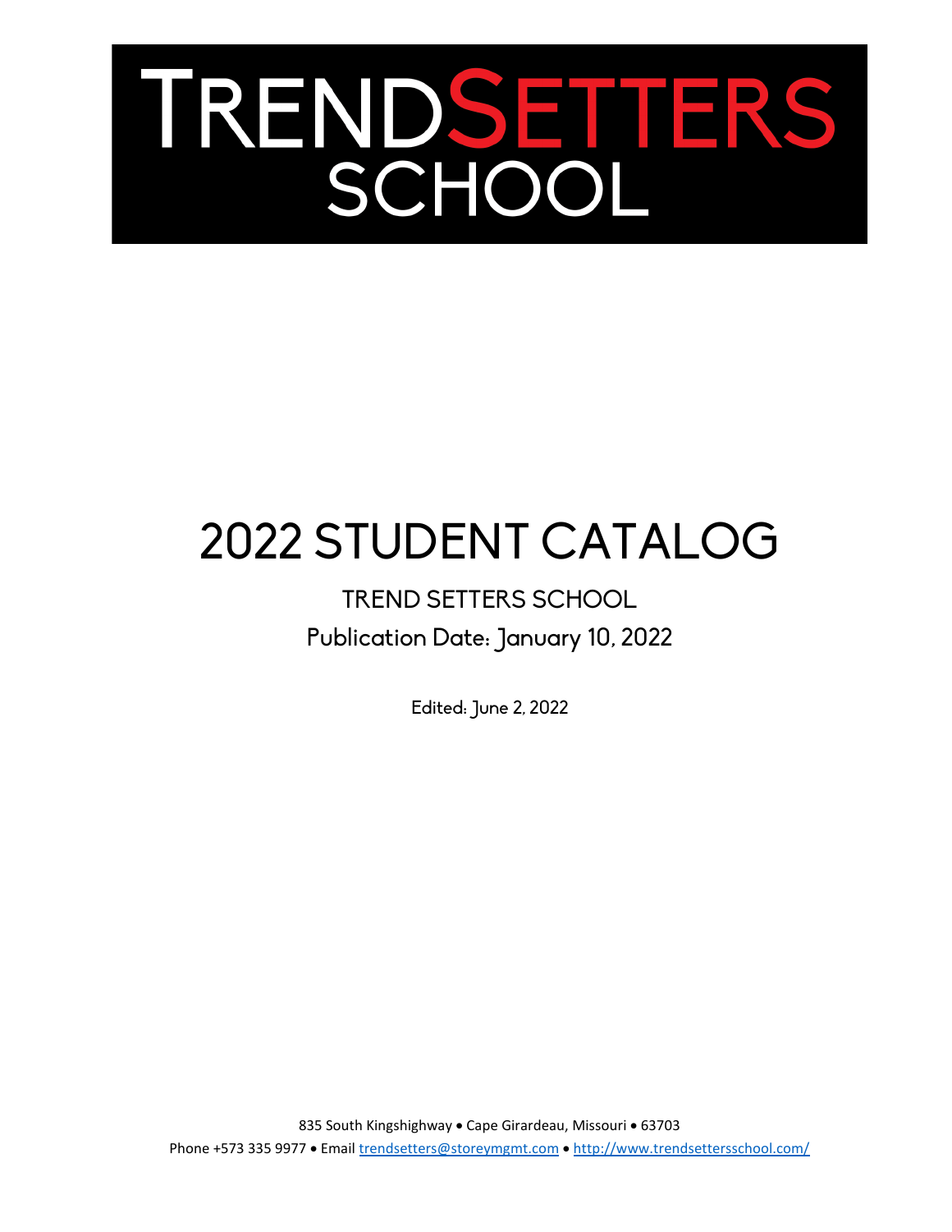# TRENDSETTERS SCHOOL

# 2022 STUDENT CATALOG

## TREND SETTERS SCHOOL

Publication Date: January 10, 2022

Edited: June 2, 2022

835 South Kingshighway • Cape Girardeau, Missouri • 63703

Phone +573 335 9977 • Email trendsetters@storeymgmt.com • http://www.trendsettersschool.com/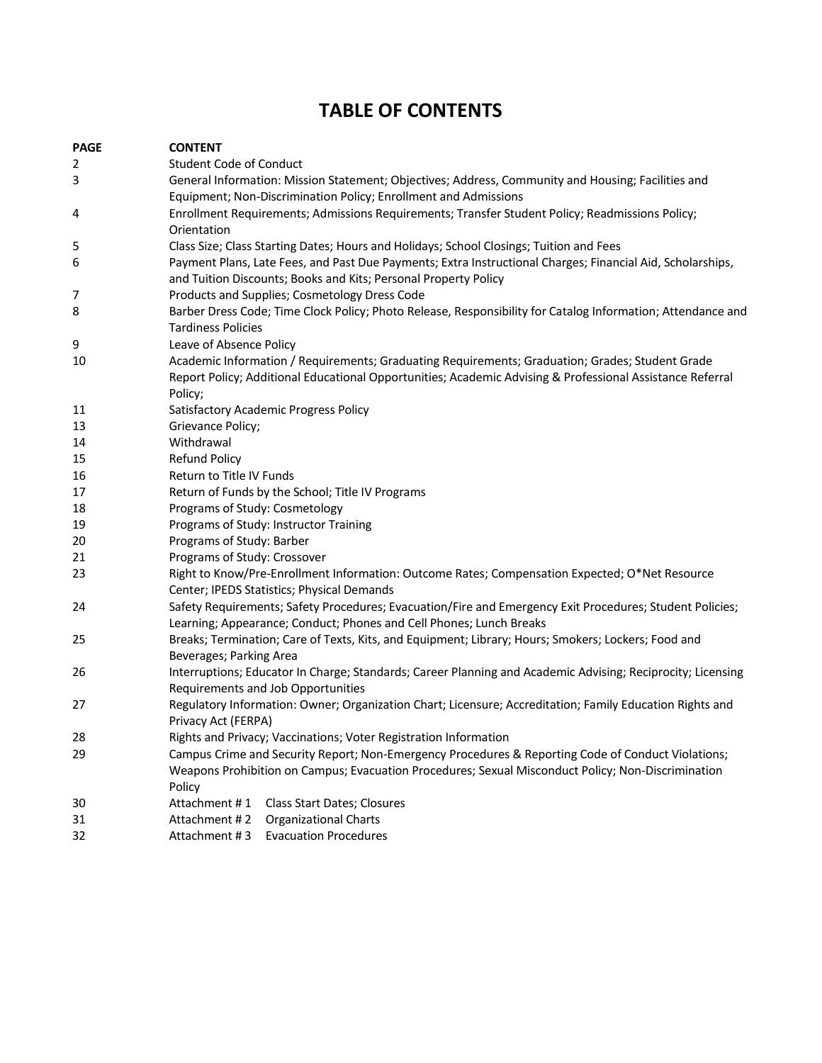# TABLE OF CONTENTS

| PAGE | CONTENT |
|---|---|
| 2 | Student Code of Conduct |
| 3 | General Information: Mission Statement; Objectives; Address, Community and Housing; Facilities and Equipment; Non-Discrimination Policy; Enrollment and Admissions |
| 4 | Enrollment Requirements; Admissions Requirements; Transfer Student Policy; Readmissions Policy; Orientation |
| 5 | Class Size; Class Starting Dates; Hours and Holidays; School Closings; Tuition and Fees |
| 6 | Payment Plans, Late Fees, and Past Due Payments; Extra Instructional Charges; Financial Aid, Scholarships, and Tuition Discounts; Books and Kits; Personal Property Policy |
| 7 | Products and Supplies; Cosmetology Dress Code |
| 8 | Barber Dress Code; Time Clock Policy; Photo Release, Responsibility for Catalog Information; Attendance and Tardiness Policies |
| 9 | Leave of Absence Policy |
| 10 | Academic Information / Requirements; Graduating Requirements; Graduation; Grades; Student Grade Report Policy; Additional Educational Opportunities; Academic Advising & Professional Assistance Referral Policy; |
| 11 | Satisfactory Academic Progress Policy |
| 13 | Grievance Policy; |
| 14 | Withdrawal |
| 15 | Refund Policy |
| 16 | Return to Title IV Funds |
| 17 | Return of Funds by the School; Title IV Programs |
| 18 | Programs of Study: Cosmetology |
| 19 | Programs of Study: Instructor Training |
| 20 | Programs of Study: Barber |
| 21 | Programs of Study: Crossover |
| 23 | Right to Know/Pre-Enrollment Information: Outcome Rates; Compensation Expected; O*Net Resource Center; IPEDS Statistics; Physical Demands |
| 24 | Safety Requirements; Safety Procedures; Evacuation/Fire and Emergency Exit Procedures; Student Policies; Learning; Appearance; Conduct; Phones and Cell Phones; Lunch Breaks |
| 25 | Breaks; Termination; Care of Texts, Kits, and Equipment; Library; Hours; Smokers; Lockers; Food and Beverages; Parking Area |
| 26 | Interruptions; Educator In Charge; Standards; Career Planning and Academic Advising; Reciprocity; Licensing Requirements and Job Opportunities |
| 27 | Regulatory Information: Owner; Organization Chart; Licensure; Accreditation; Family Education Rights and Privacy Act (FERPA) |
| 28 | Rights and Privacy; Vaccinations; Voter Registration Information |
| 29 | Campus Crime and Security Report; Non-Emergency Procedures & Reporting Code of Conduct Violations; Weapons Prohibition on Campus; Evacuation Procedures; Sexual Misconduct Policy; Non-Discrimination Policy |
| 30 | Attachment # 1 Class Start Dates; Closures |
| 31 | Attachment # 2 Organizational Charts |
| 32 | Attachment # 3 Evacuation Procedures |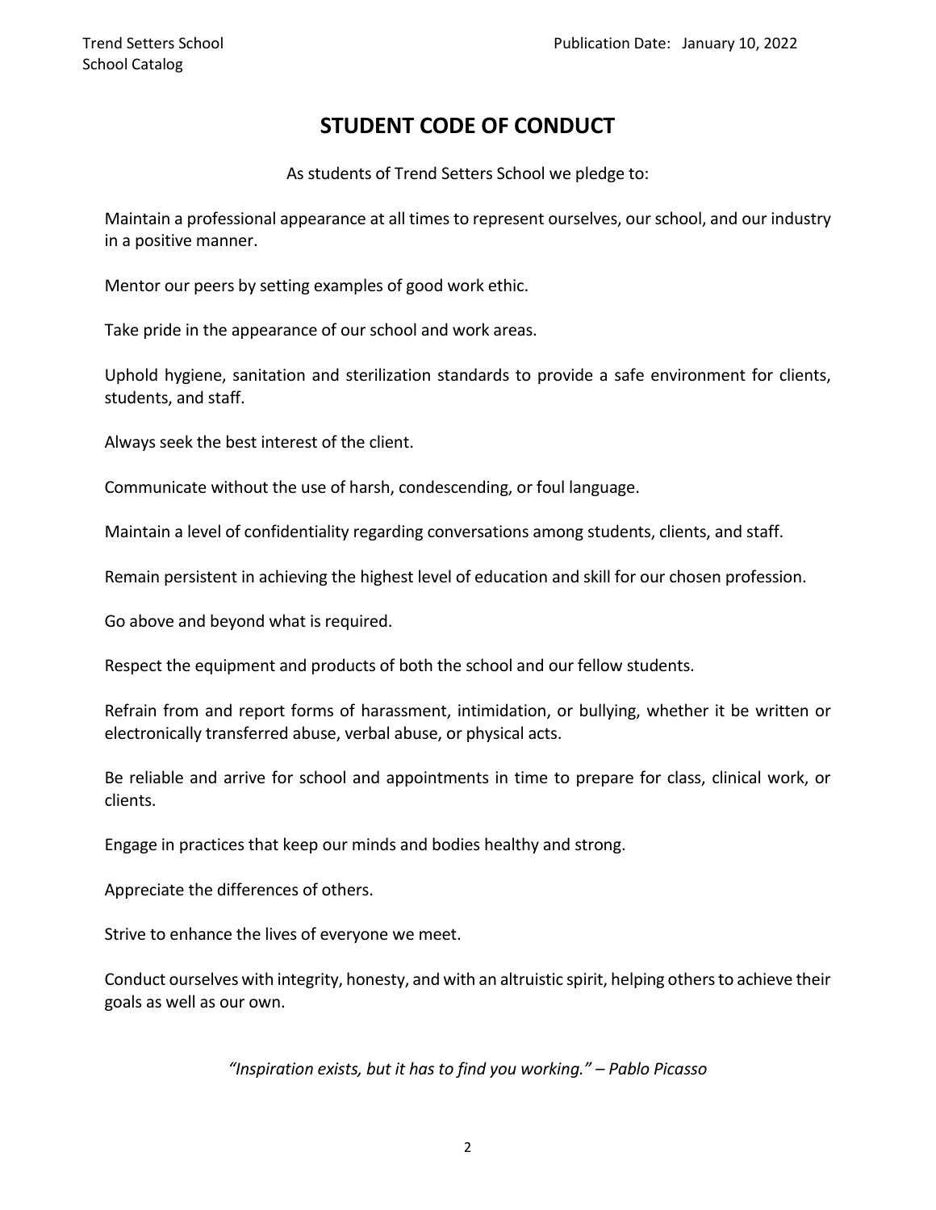# STUDENT CODE OF CONDUCT

As students of Trend Setters School we pledge to:

Maintain a professional appearance at all times to represent ourselves, our school, and our industry in a positive manner.

Mentor our peers by setting examples of good work ethic.

Take pride in the appearance of our school and work areas.

Uphold hygiene, sanitation and sterilization standards to provide a safe environment for clients, students, and staff.

Always seek the best interest of the client.

Communicate without the use of harsh, condescending, or foul language.

Maintain a level of confidentiality regarding conversations among students, clients, and staff.

Remain persistent in achieving the highest level of education and skill for our chosen profession.

Go above and beyond what is required.

Respect the equipment and products of both the school and our fellow students.

Refrain from and report forms of harassment, intimidation, or bullying, whether it be written or electronically transferred abuse, verbal abuse, or physical acts.

Be reliable and arrive for school and appointments in time to prepare for class, clinical work, or clients.

Engage in practices that keep our minds and bodies healthy and strong.

Appreciate the differences of others.

Strive to enhance the lives of everyone we meet.

Conduct ourselves with integrity, honesty, and with an altruistic spirit, helping others to achieve their goals as well as our own.

*"Inspiration exists, but it has to find you working." – Pablo Picasso*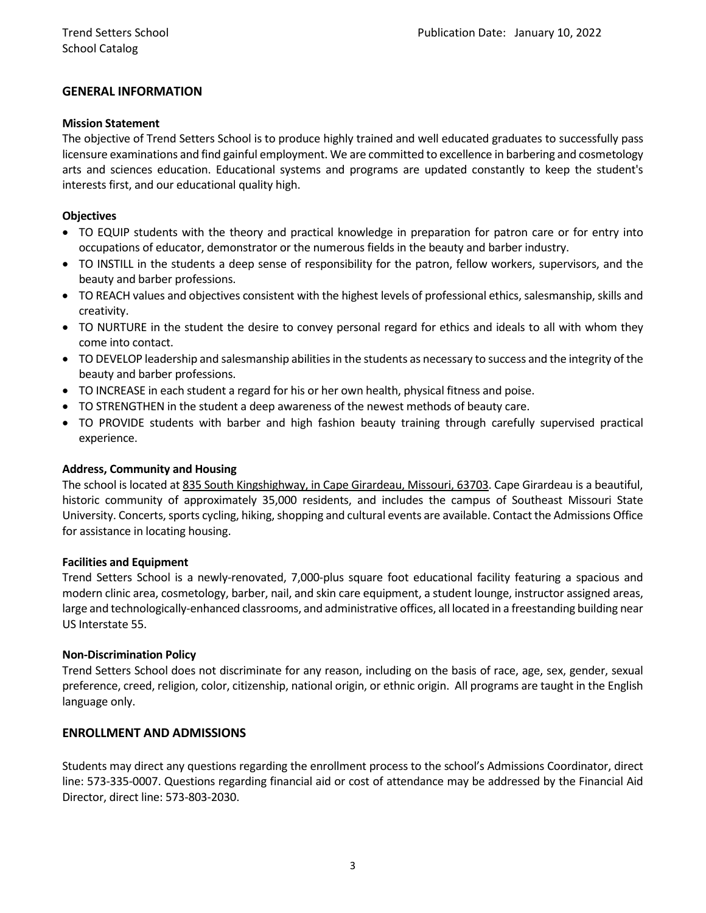## GENERAL INFORMATION

### Mission Statement

The objective of Trend Setters School is to produce highly trained and well educated graduates to successfully pass licensure examinations and find gainful employment. We are committed to excellence in barbering and cosmetology arts and sciences education. Educational systems and programs are updated constantly to keep the student's interests first, and our educational quality high.

### Objectives

- TO EQUIP students with the theory and practical knowledge in preparation for patron care or for entry into occupations of educator, demonstrator or the numerous fields in the beauty and barber industry.
- TO INSTILL in the students a deep sense of responsibility for the patron, fellow workers, supervisors, and the beauty and barber professions.
- TO REACH values and objectives consistent with the highest levels of professional ethics, salesmanship, skills and creativity.
- TO NURTURE in the student the desire to convey personal regard for ethics and ideals to all with whom they come into contact.
- TO DEVELOP leadership and salesmanship abilities in the students as necessary to success and the integrity of the beauty and barber professions.
- TO INCREASE in each student a regard for his or her own health, physical fitness and poise.
- TO STRENGTHEN in the student a deep awareness of the newest methods of beauty care.
- TO PROVIDE students with barber and high fashion beauty training through carefully supervised practical experience.

### Address, Community and Housing

The school is located at 835 South Kingshighway, in Cape Girardeau, Missouri, 63703. Cape Girardeau is a beautiful, historic community of approximately 35,000 residents, and includes the campus of Southeast Missouri State University. Concerts, sports cycling, hiking, shopping and cultural events are available. Contact the Admissions Office for assistance in locating housing.

### Facilities and Equipment

Trend Setters School is a newly-renovated, 7,000-plus square foot educational facility featuring a spacious and modern clinic area, cosmetology, barber, nail, and skin care equipment, a student lounge, instructor assigned areas, large and technologically-enhanced classrooms, and administrative offices, all located in a freestanding building near US Interstate 55.

### Non-Discrimination Policy

Trend Setters School does not discriminate for any reason, including on the basis of race, age, sex, gender, sexual preference, creed, religion, color, citizenship, national origin, or ethnic origin. All programs are taught in the English language only.

## ENROLLMENT AND ADMISSIONS

Students may direct any questions regarding the enrollment process to the school's Admissions Coordinator, direct line: 573-335-0007. Questions regarding financial aid or cost of attendance may be addressed by the Financial Aid Director, direct line: 573-803-2030.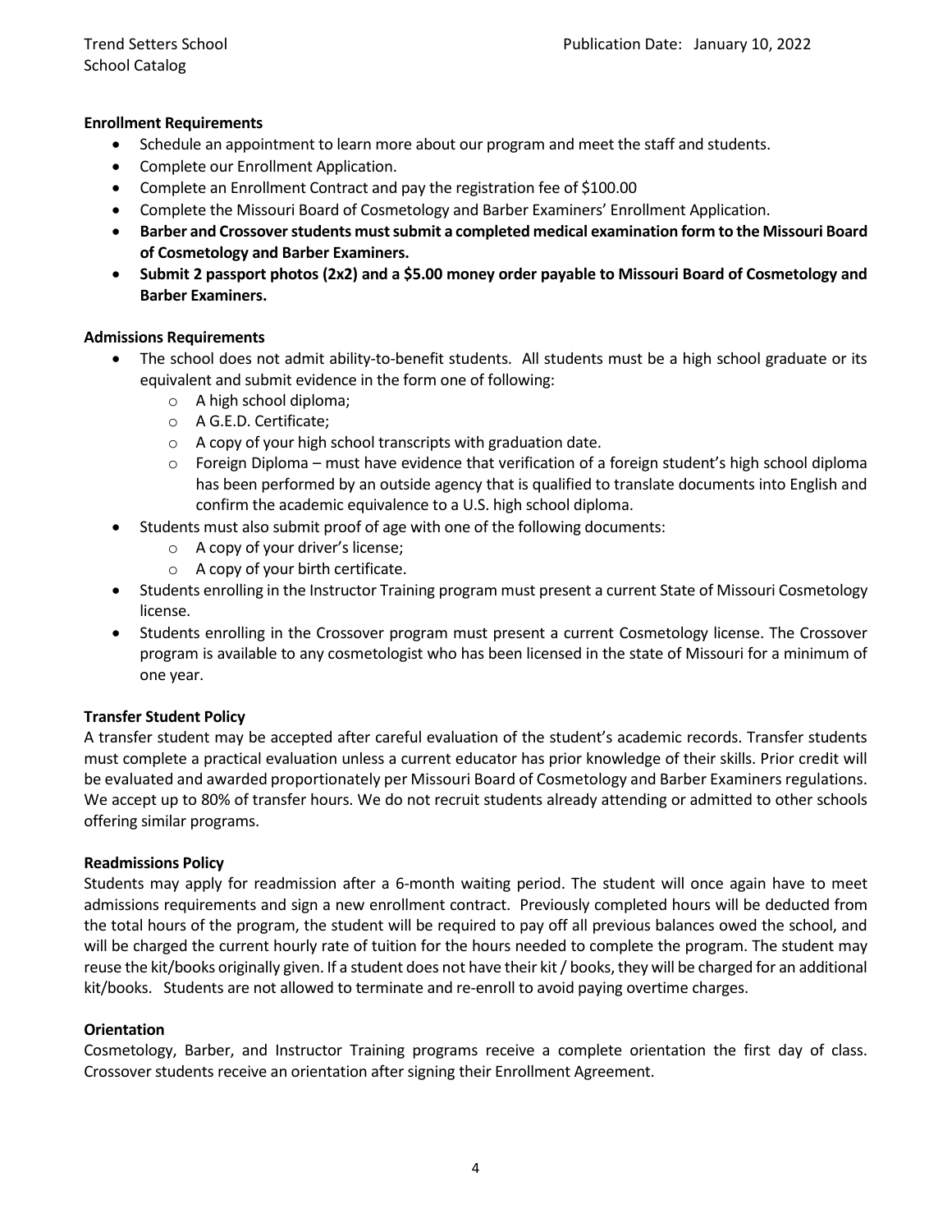**Enrollment Requirements**

- Schedule an appointment to learn more about our program and meet the staff and students.
- Complete our Enrollment Application.
- Complete an Enrollment Contract and pay the registration fee of $100.00
- Complete the Missouri Board of Cosmetology and Barber Examiners' Enrollment Application.
- **Barber and Crossover students must submit a completed medical examination form to the Missouri Board of Cosmetology and Barber Examiners.**
- **Submit 2 passport photos (2x2) and a $5.00 money order payable to Missouri Board of Cosmetology and Barber Examiners.**

**Admissions Requirements**

- The school does not admit ability-to-benefit students. All students must be a high school graduate or its equivalent and submit evidence in the form one of following:
  - A high school diploma;
  - A G.E.D. Certificate;
  - A copy of your high school transcripts with graduation date.
  - Foreign Diploma – must have evidence that verification of a foreign student's high school diploma has been performed by an outside agency that is qualified to translate documents into English and confirm the academic equivalence to a U.S. high school diploma.
- Students must also submit proof of age with one of the following documents:
  - A copy of your driver's license;
  - A copy of your birth certificate.
- Students enrolling in the Instructor Training program must present a current State of Missouri Cosmetology license.
- Students enrolling in the Crossover program must present a current Cosmetology license. The Crossover program is available to any cosmetologist who has been licensed in the state of Missouri for a minimum of one year.

**Transfer Student Policy**

A transfer student may be accepted after careful evaluation of the student's academic records. Transfer students must complete a practical evaluation unless a current educator has prior knowledge of their skills. Prior credit will be evaluated and awarded proportionately per Missouri Board of Cosmetology and Barber Examiners regulations. We accept up to 80% of transfer hours. We do not recruit students already attending or admitted to other schools offering similar programs.

**Readmissions Policy**

Students may apply for readmission after a 6-month waiting period. The student will once again have to meet admissions requirements and sign a new enrollment contract. Previously completed hours will be deducted from the total hours of the program, the student will be required to pay off all previous balances owed the school, and will be charged the current hourly rate of tuition for the hours needed to complete the program. The student may reuse the kit/books originally given. If a student does not have their kit / books, they will be charged for an additional kit/books. Students are not allowed to terminate and re-enroll to avoid paying overtime charges.

**Orientation**

Cosmetology, Barber, and Instructor Training programs receive a complete orientation the first day of class. Crossover students receive an orientation after signing their Enrollment Agreement.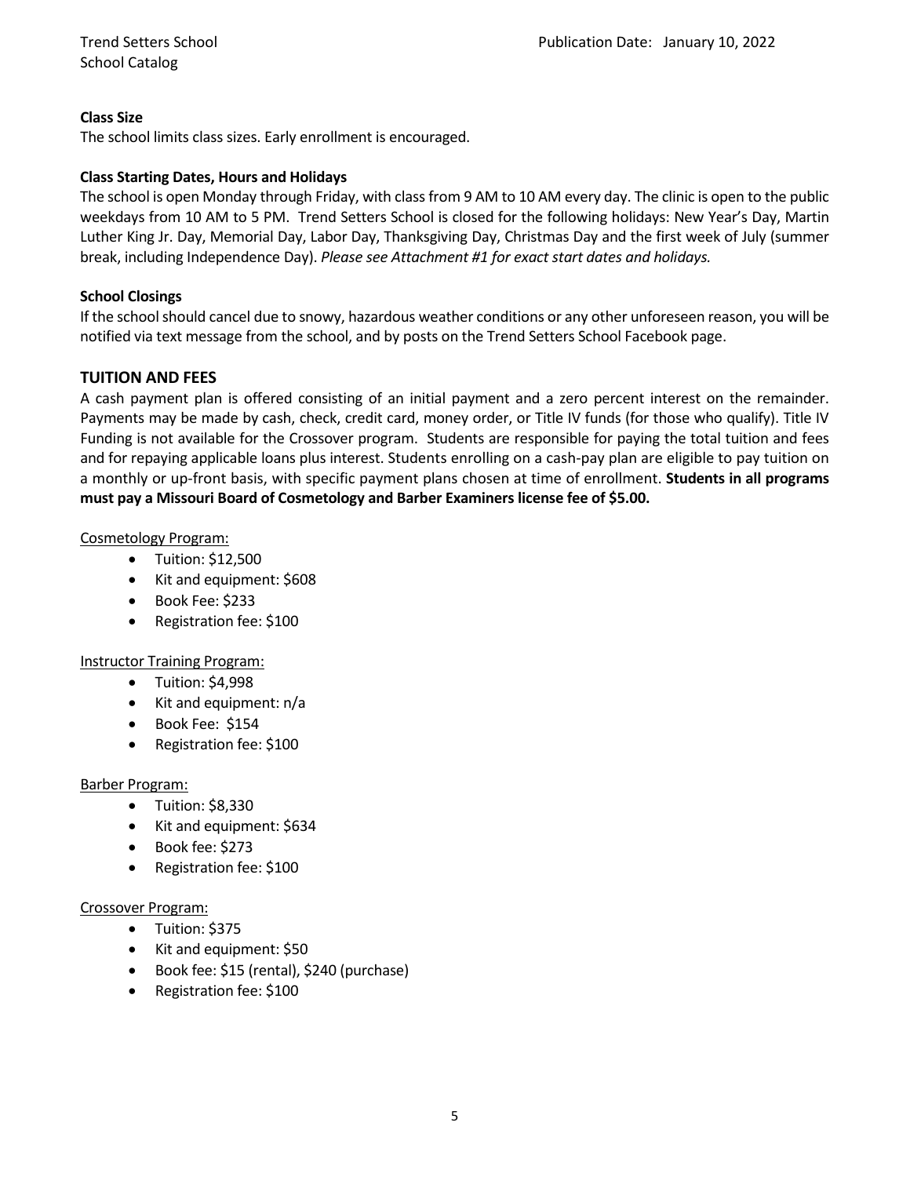**Class Size**

The school limits class sizes. Early enrollment is encouraged.

**Class Starting Dates, Hours and Holidays**

The school is open Monday through Friday, with class from 9 AM to 10 AM every day. The clinic is open to the public weekdays from 10 AM to 5 PM. Trend Setters School is closed for the following holidays: New Year's Day, Martin Luther King Jr. Day, Memorial Day, Labor Day, Thanksgiving Day, Christmas Day and the first week of July (summer break, including Independence Day). *Please see Attachment #1 for exact start dates and holidays.*

**School Closings**

If the school should cancel due to snowy, hazardous weather conditions or any other unforeseen reason, you will be notified via text message from the school, and by posts on the Trend Setters School Facebook page.

## TUITION AND FEES

A cash payment plan is offered consisting of an initial payment and a zero percent interest on the remainder. Payments may be made by cash, check, credit card, money order, or Title IV funds (for those who qualify). Title IV Funding is not available for the Crossover program. Students are responsible for paying the total tuition and fees and for repaying applicable loans plus interest. Students enrolling on a cash-pay plan are eligible to pay tuition on a monthly or up-front basis, with specific payment plans chosen at time of enrollment. **Students in all programs must pay a Missouri Board of Cosmetology and Barber Examiners license fee of $5.00.**

Cosmetology Program:

- Tuition: $12,500
- Kit and equipment: $608
- Book Fee: $233
- Registration fee: $100

Instructor Training Program:

- Tuition: $4,998
- Kit and equipment: n/a
- Book Fee: $154
- Registration fee: $100

Barber Program:

- Tuition: $8,330
- Kit and equipment: $634
- Book fee: $273
- Registration fee: $100

Crossover Program:

- Tuition: $375
- Kit and equipment: $50
- Book fee: $15 (rental), $240 (purchase)
- Registration fee: $100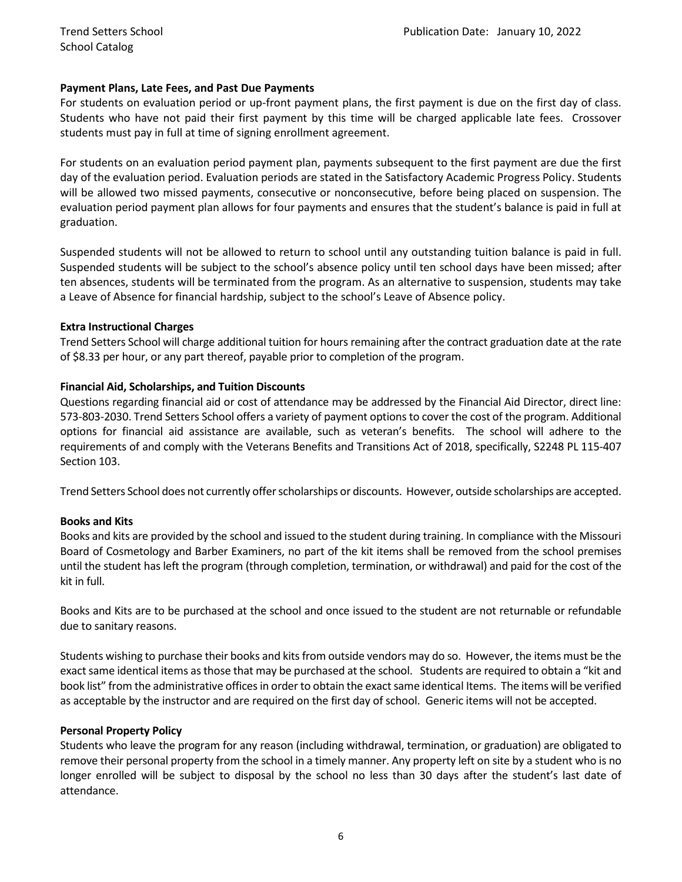**Payment Plans, Late Fees, and Past Due Payments**

For students on evaluation period or up-front payment plans, the first payment is due on the first day of class. Students who have not paid their first payment by this time will be charged applicable late fees. Crossover students must pay in full at time of signing enrollment agreement.

For students on an evaluation period payment plan, payments subsequent to the first payment are due the first day of the evaluation period. Evaluation periods are stated in the Satisfactory Academic Progress Policy. Students will be allowed two missed payments, consecutive or nonconsecutive, before being placed on suspension. The evaluation period payment plan allows for four payments and ensures that the student's balance is paid in full at graduation.

Suspended students will not be allowed to return to school until any outstanding tuition balance is paid in full. Suspended students will be subject to the school's absence policy until ten school days have been missed; after ten absences, students will be terminated from the program. As an alternative to suspension, students may take a Leave of Absence for financial hardship, subject to the school's Leave of Absence policy.

**Extra Instructional Charges**

Trend Setters School will charge additional tuition for hours remaining after the contract graduation date at the rate of $8.33 per hour, or any part thereof, payable prior to completion of the program.

**Financial Aid, Scholarships, and Tuition Discounts**

Questions regarding financial aid or cost of attendance may be addressed by the Financial Aid Director, direct line: 573-803-2030. Trend Setters School offers a variety of payment options to cover the cost of the program. Additional options for financial aid assistance are available, such as veteran's benefits. The school will adhere to the requirements of and comply with the Veterans Benefits and Transitions Act of 2018, specifically, S2248 PL 115-407 Section 103.

Trend Setters School does not currently offer scholarships or discounts. However, outside scholarships are accepted.

**Books and Kits**

Books and kits are provided by the school and issued to the student during training. In compliance with the Missouri Board of Cosmetology and Barber Examiners, no part of the kit items shall be removed from the school premises until the student has left the program (through completion, termination, or withdrawal) and paid for the cost of the kit in full.

Books and Kits are to be purchased at the school and once issued to the student are not returnable or refundable due to sanitary reasons.

Students wishing to purchase their books and kits from outside vendors may do so. However, the items must be the exact same identical items as those that may be purchased at the school. Students are required to obtain a "kit and book list" from the administrative offices in order to obtain the exact same identical Items. The items will be verified as acceptable by the instructor and are required on the first day of school. Generic items will not be accepted.

**Personal Property Policy**

Students who leave the program for any reason (including withdrawal, termination, or graduation) are obligated to remove their personal property from the school in a timely manner. Any property left on site by a student who is no longer enrolled will be subject to disposal by the school no less than 30 days after the student's last date of attendance.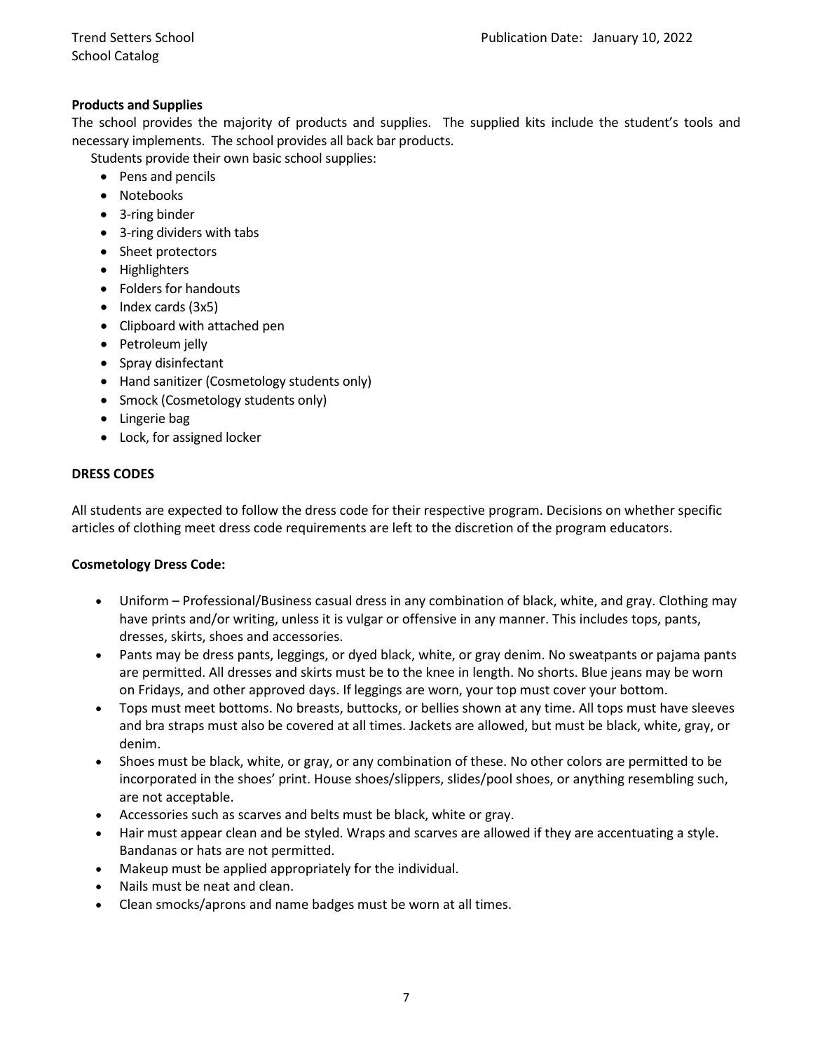**Products and Supplies**

The school provides the majority of products and supplies. The supplied kits include the student's tools and necessary implements. The school provides all back bar products.

Students provide their own basic school supplies:

- Pens and pencils
- Notebooks
- 3-ring binder
- 3-ring dividers with tabs
- Sheet protectors
- Highlighters
- Folders for handouts
- Index cards (3x5)
- Clipboard with attached pen
- Petroleum jelly
- Spray disinfectant
- Hand sanitizer (Cosmetology students only)
- Smock (Cosmetology students only)
- Lingerie bag
- Lock, for assigned locker

**DRESS CODES**

All students are expected to follow the dress code for their respective program. Decisions on whether specific articles of clothing meet dress code requirements are left to the discretion of the program educators.

**Cosmetology Dress Code:**

- Uniform – Professional/Business casual dress in any combination of black, white, and gray. Clothing may have prints and/or writing, unless it is vulgar or offensive in any manner. This includes tops, pants, dresses, skirts, shoes and accessories.
- Pants may be dress pants, leggings, or dyed black, white, or gray denim. No sweatpants or pajama pants are permitted. All dresses and skirts must be to the knee in length. No shorts. Blue jeans may be worn on Fridays, and other approved days. If leggings are worn, your top must cover your bottom.
- Tops must meet bottoms. No breasts, buttocks, or bellies shown at any time. All tops must have sleeves and bra straps must also be covered at all times. Jackets are allowed, but must be black, white, gray, or denim.
- Shoes must be black, white, or gray, or any combination of these. No other colors are permitted to be incorporated in the shoes' print. House shoes/slippers, slides/pool shoes, or anything resembling such, are not acceptable.
- Accessories such as scarves and belts must be black, white or gray.
- Hair must appear clean and be styled. Wraps and scarves are allowed if they are accentuating a style. Bandanas or hats are not permitted.
- Makeup must be applied appropriately for the individual.
- Nails must be neat and clean.
- Clean smocks/aprons and name badges must be worn at all times.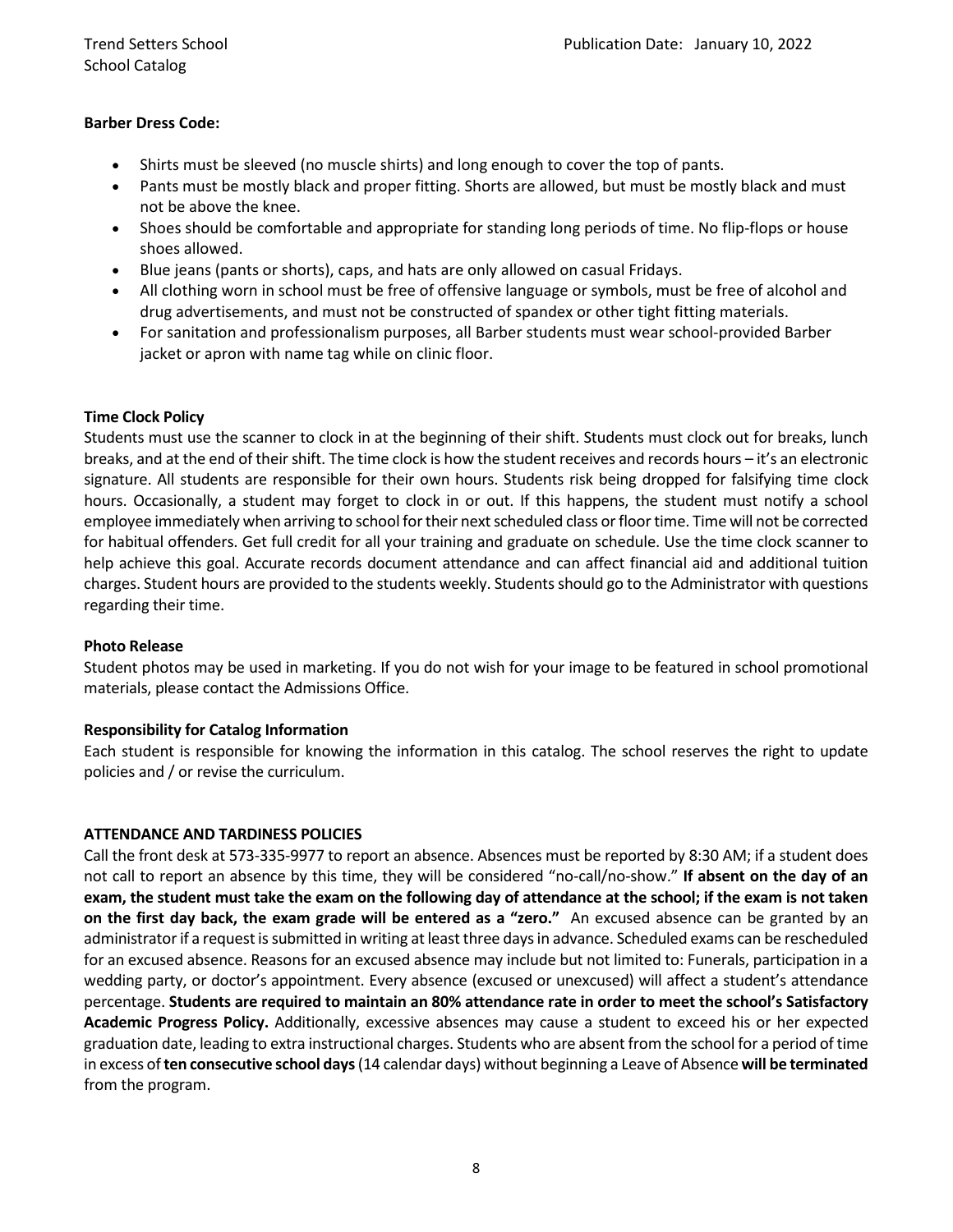**Barber Dress Code:**

- Shirts must be sleeved (no muscle shirts) and long enough to cover the top of pants.
- Pants must be mostly black and proper fitting. Shorts are allowed, but must be mostly black and must not be above the knee.
- Shoes should be comfortable and appropriate for standing long periods of time. No flip-flops or house shoes allowed.
- Blue jeans (pants or shorts), caps, and hats are only allowed on casual Fridays.
- All clothing worn in school must be free of offensive language or symbols, must be free of alcohol and drug advertisements, and must not be constructed of spandex or other tight fitting materials.
- For sanitation and professionalism purposes, all Barber students must wear school-provided Barber jacket or apron with name tag while on clinic floor.

**Time Clock Policy**

Students must use the scanner to clock in at the beginning of their shift. Students must clock out for breaks, lunch breaks, and at the end of their shift. The time clock is how the student receives and records hours – it's an electronic signature. All students are responsible for their own hours. Students risk being dropped for falsifying time clock hours. Occasionally, a student may forget to clock in or out. If this happens, the student must notify a school employee immediately when arriving to school for their next scheduled class or floor time. Time will not be corrected for habitual offenders. Get full credit for all your training and graduate on schedule. Use the time clock scanner to help achieve this goal. Accurate records document attendance and can affect financial aid and additional tuition charges. Student hours are provided to the students weekly. Students should go to the Administrator with questions regarding their time.

**Photo Release**

Student photos may be used in marketing. If you do not wish for your image to be featured in school promotional materials, please contact the Admissions Office.

**Responsibility for Catalog Information**

Each student is responsible for knowing the information in this catalog. The school reserves the right to update policies and / or revise the curriculum.

**ATTENDANCE AND TARDINESS POLICIES**

Call the front desk at 573-335-9977 to report an absence. Absences must be reported by 8:30 AM; if a student does not call to report an absence by this time, they will be considered "no-call/no-show." **If absent on the day of an exam, the student must take the exam on the following day of attendance at the school; if the exam is not taken on the first day back, the exam grade will be entered as a "zero."** An excused absence can be granted by an administrator if a request is submitted in writing at least three days in advance. Scheduled exams can be rescheduled for an excused absence. Reasons for an excused absence may include but not limited to: Funerals, participation in a wedding party, or doctor's appointment. Every absence (excused or unexcused) will affect a student's attendance percentage. **Students are required to maintain an 80% attendance rate in order to meet the school's Satisfactory Academic Progress Policy.** Additionally, excessive absences may cause a student to exceed his or her expected graduation date, leading to extra instructional charges. Students who are absent from the school for a period of time in excess of **ten consecutive school days** (14 calendar days) without beginning a Leave of Absence **will be terminated** from the program.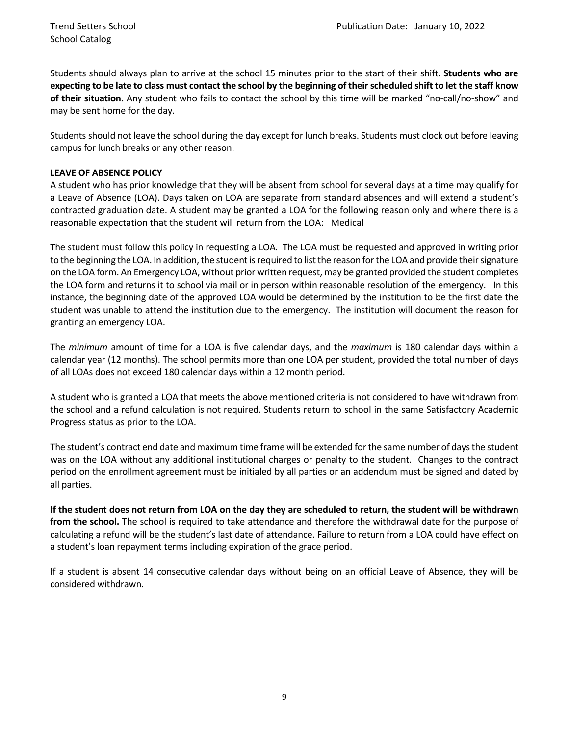Students should always plan to arrive at the school 15 minutes prior to the start of their shift. **Students who are expecting to be late to class must contact the school by the beginning of their scheduled shift to let the staff know of their situation.** Any student who fails to contact the school by this time will be marked "no-call/no-show" and may be sent home for the day.

Students should not leave the school during the day except for lunch breaks. Students must clock out before leaving campus for lunch breaks or any other reason.

**LEAVE OF ABSENCE POLICY**

A student who has prior knowledge that they will be absent from school for several days at a time may qualify for a Leave of Absence (LOA). Days taken on LOA are separate from standard absences and will extend a student's contracted graduation date. A student may be granted a LOA for the following reason only and where there is a reasonable expectation that the student will return from the LOA: Medical

The student must follow this policy in requesting a LOA. The LOA must be requested and approved in writing prior to the beginning the LOA. In addition, the student is required to list the reason for the LOA and provide their signature on the LOA form. An Emergency LOA, without prior written request, may be granted provided the student completes the LOA form and returns it to school via mail or in person within reasonable resolution of the emergency. In this instance, the beginning date of the approved LOA would be determined by the institution to be the first date the student was unable to attend the institution due to the emergency. The institution will document the reason for granting an emergency LOA.

The *minimum* amount of time for a LOA is five calendar days, and the *maximum* is 180 calendar days within a calendar year (12 months). The school permits more than one LOA per student, provided the total number of days of all LOAs does not exceed 180 calendar days within a 12 month period.

A student who is granted a LOA that meets the above mentioned criteria is not considered to have withdrawn from the school and a refund calculation is not required. Students return to school in the same Satisfactory Academic Progress status as prior to the LOA.

The student's contract end date and maximum time frame will be extended for the same number of days the student was on the LOA without any additional institutional charges or penalty to the student. Changes to the contract period on the enrollment agreement must be initialed by all parties or an addendum must be signed and dated by all parties.

**If the student does not return from LOA on the day they are scheduled to return, the student will be withdrawn from the school.** The school is required to take attendance and therefore the withdrawal date for the purpose of calculating a refund will be the student's last date of attendance. Failure to return from a LOA could have effect on a student's loan repayment terms including expiration of the grace period.

If a student is absent 14 consecutive calendar days without being on an official Leave of Absence, they will be considered withdrawn.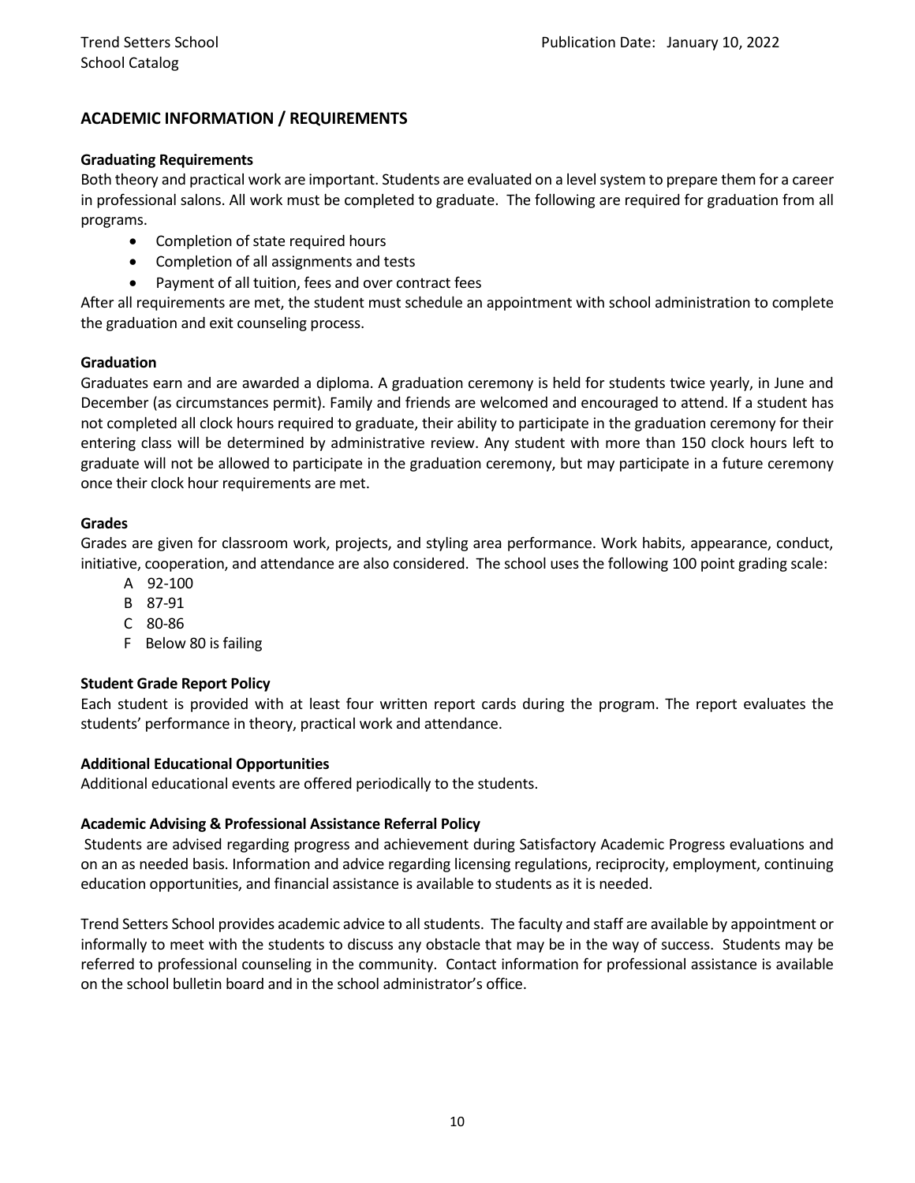## ACADEMIC INFORMATION / REQUIREMENTS

### Graduating Requirements

Both theory and practical work are important. Students are evaluated on a level system to prepare them for a career in professional salons. All work must be completed to graduate. The following are required for graduation from all programs.

- Completion of state required hours
- Completion of all assignments and tests
- Payment of all tuition, fees and over contract fees

After all requirements are met, the student must schedule an appointment with school administration to complete the graduation and exit counseling process.

### Graduation

Graduates earn and are awarded a diploma. A graduation ceremony is held for students twice yearly, in June and December (as circumstances permit). Family and friends are welcomed and encouraged to attend. If a student has not completed all clock hours required to graduate, their ability to participate in the graduation ceremony for their entering class will be determined by administrative review. Any student with more than 150 clock hours left to graduate will not be allowed to participate in the graduation ceremony, but may participate in a future ceremony once their clock hour requirements are met.

### Grades

Grades are given for classroom work, projects, and styling area performance. Work habits, appearance, conduct, initiative, cooperation, and attendance are also considered. The school uses the following 100 point grading scale:

- A 92-100
- B 87-91
- C 80-86
- F Below 80 is failing

### Student Grade Report Policy

Each student is provided with at least four written report cards during the program. The report evaluates the students' performance in theory, practical work and attendance.

### Additional Educational Opportunities

Additional educational events are offered periodically to the students.

### Academic Advising & Professional Assistance Referral Policy

Students are advised regarding progress and achievement during Satisfactory Academic Progress evaluations and on an as needed basis. Information and advice regarding licensing regulations, reciprocity, employment, continuing education opportunities, and financial assistance is available to students as it is needed.

Trend Setters School provides academic advice to all students. The faculty and staff are available by appointment or informally to meet with the students to discuss any obstacle that may be in the way of success. Students may be referred to professional counseling in the community. Contact information for professional assistance is available on the school bulletin board and in the school administrator's office.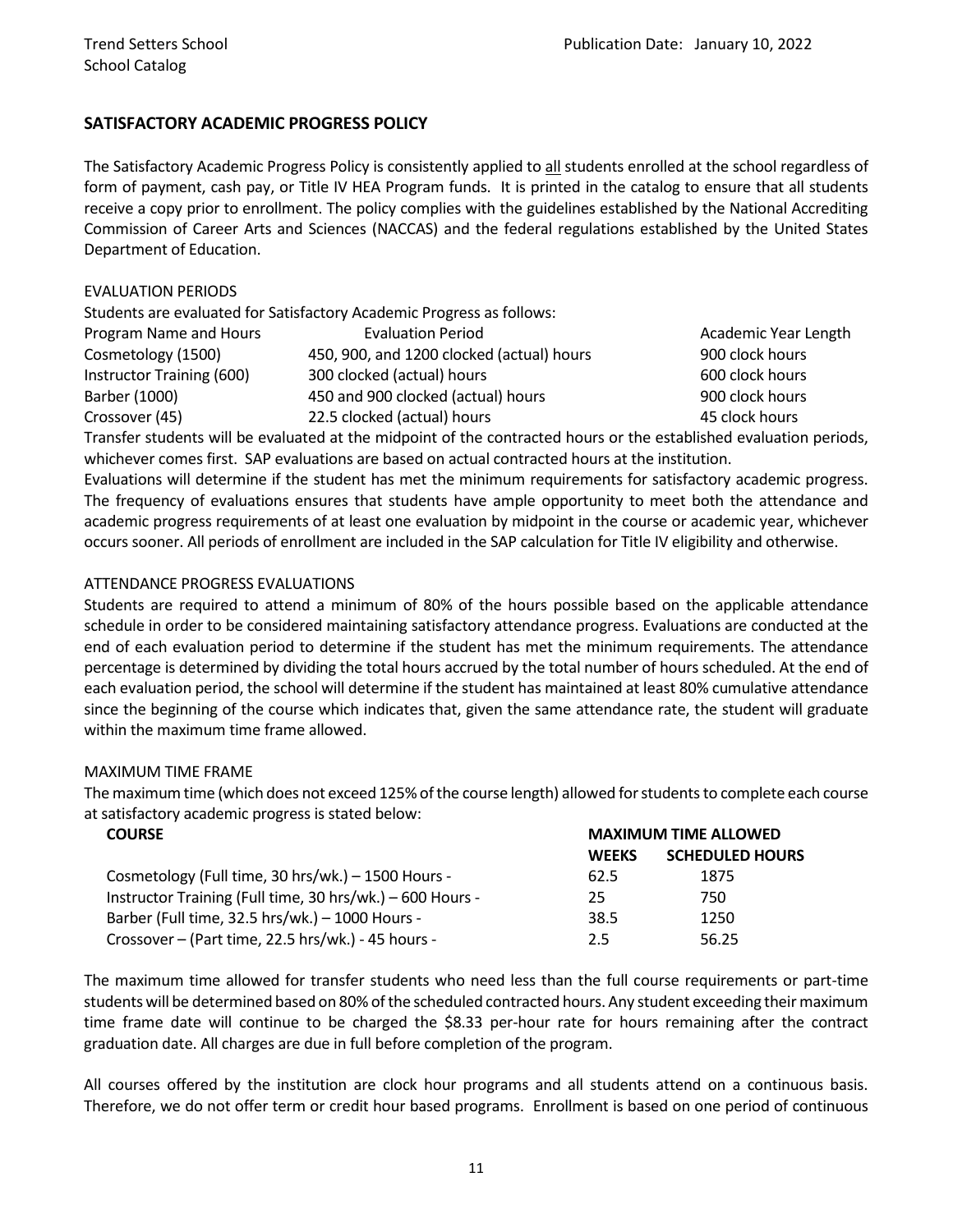## SATISFACTORY ACADEMIC PROGRESS POLICY

The Satisfactory Academic Progress Policy is consistently applied to all students enrolled at the school regardless of form of payment, cash pay, or Title IV HEA Program funds. It is printed in the catalog to ensure that all students receive a copy prior to enrollment. The policy complies with the guidelines established by the National Accrediting Commission of Career Arts and Sciences (NACCAS) and the federal regulations established by the United States Department of Education.

EVALUATION PERIODS

Students are evaluated for Satisfactory Academic Progress as follows:

| Program Name and Hours | Evaluation Period | Academic Year Length |
|---|---|---|
| Cosmetology (1500) | 450, 900, and 1200 clocked (actual) hours | 900 clock hours |
| Instructor Training (600) | 300 clocked (actual) hours | 600 clock hours |
| Barber (1000) | 450 and 900 clocked (actual) hours | 900 clock hours |
| Crossover (45) | 22.5 clocked (actual) hours | 45 clock hours |

Transfer students will be evaluated at the midpoint of the contracted hours or the established evaluation periods, whichever comes first. SAP evaluations are based on actual contracted hours at the institution.

Evaluations will determine if the student has met the minimum requirements for satisfactory academic progress. The frequency of evaluations ensures that students have ample opportunity to meet both the attendance and academic progress requirements of at least one evaluation by midpoint in the course or academic year, whichever occurs sooner. All periods of enrollment are included in the SAP calculation for Title IV eligibility and otherwise.

ATTENDANCE PROGRESS EVALUATIONS

Students are required to attend a minimum of 80% of the hours possible based on the applicable attendance schedule in order to be considered maintaining satisfactory attendance progress. Evaluations are conducted at the end of each evaluation period to determine if the student has met the minimum requirements. The attendance percentage is determined by dividing the total hours accrued by the total number of hours scheduled. At the end of each evaluation period, the school will determine if the student has maintained at least 80% cumulative attendance since the beginning of the course which indicates that, given the same attendance rate, the student will graduate within the maximum time frame allowed.

MAXIMUM TIME FRAME

The maximum time (which does not exceed 125% of the course length) allowed for students to complete each course at satisfactory academic progress is stated below:

| COURSE | MAXIMUM TIME ALLOWED | |
|---|---|---|
| | **WEEKS** | **SCHEDULED HOURS** |
| Cosmetology (Full time, 30 hrs/wk.) – 1500 Hours - | 62.5 | 1875 |
| Instructor Training (Full time, 30 hrs/wk.) – 600 Hours - | 25 | 750 |
| Barber (Full time, 32.5 hrs/wk.) – 1000 Hours - | 38.5 | 1250 |
| Crossover – (Part time, 22.5 hrs/wk.) - 45 hours - | 2.5 | 56.25 |

The maximum time allowed for transfer students who need less than the full course requirements or part-time students will be determined based on 80% of the scheduled contracted hours. Any student exceeding their maximum time frame date will continue to be charged the $8.33 per-hour rate for hours remaining after the contract graduation date. All charges are due in full before completion of the program.

All courses offered by the institution are clock hour programs and all students attend on a continuous basis. Therefore, we do not offer term or credit hour based programs. Enrollment is based on one period of continuous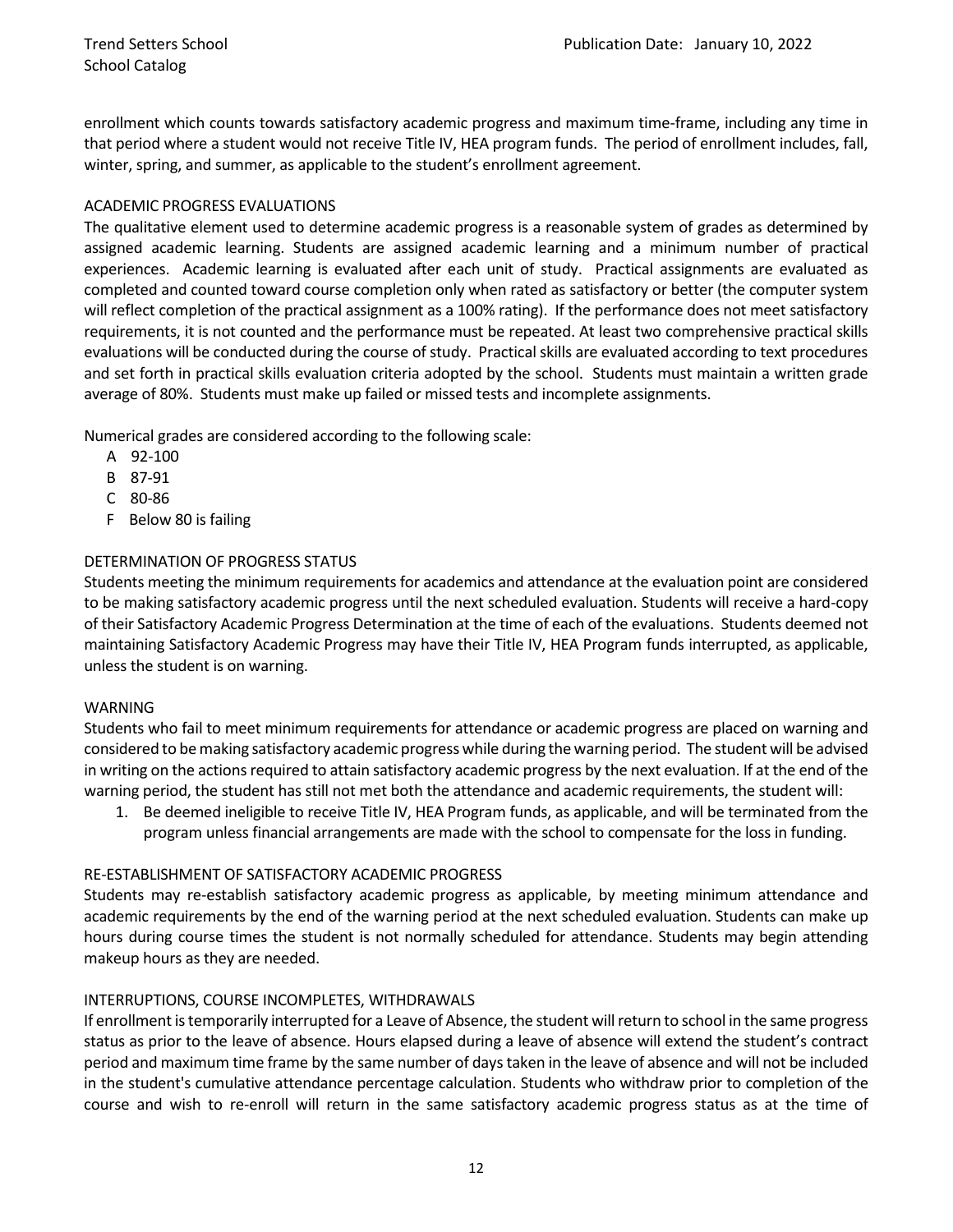enrollment which counts towards satisfactory academic progress and maximum time-frame, including any time in that period where a student would not receive Title IV, HEA program funds. The period of enrollment includes, fall, winter, spring, and summer, as applicable to the student's enrollment agreement.

## ACADEMIC PROGRESS EVALUATIONS

The qualitative element used to determine academic progress is a reasonable system of grades as determined by assigned academic learning. Students are assigned academic learning and a minimum number of practical experiences. Academic learning is evaluated after each unit of study. Practical assignments are evaluated as completed and counted toward course completion only when rated as satisfactory or better (the computer system will reflect completion of the practical assignment as a 100% rating). If the performance does not meet satisfactory requirements, it is not counted and the performance must be repeated. At least two comprehensive practical skills evaluations will be conducted during the course of study. Practical skills are evaluated according to text procedures and set forth in practical skills evaluation criteria adopted by the school. Students must maintain a written grade average of 80%. Students must make up failed or missed tests and incomplete assignments.

Numerical grades are considered according to the following scale:

- A 92-100
- B 87-91
- C 80-86
- F Below 80 is failing

## DETERMINATION OF PROGRESS STATUS

Students meeting the minimum requirements for academics and attendance at the evaluation point are considered to be making satisfactory academic progress until the next scheduled evaluation. Students will receive a hard-copy of their Satisfactory Academic Progress Determination at the time of each of the evaluations. Students deemed not maintaining Satisfactory Academic Progress may have their Title IV, HEA Program funds interrupted, as applicable, unless the student is on warning.

## WARNING

Students who fail to meet minimum requirements for attendance or academic progress are placed on warning and considered to be making satisfactory academic progress while during the warning period. The student will be advised in writing on the actions required to attain satisfactory academic progress by the next evaluation. If at the end of the warning period, the student has still not met both the attendance and academic requirements, the student will:

1. Be deemed ineligible to receive Title IV, HEA Program funds, as applicable, and will be terminated from the program unless financial arrangements are made with the school to compensate for the loss in funding.

## RE-ESTABLISHMENT OF SATISFACTORY ACADEMIC PROGRESS

Students may re-establish satisfactory academic progress as applicable, by meeting minimum attendance and academic requirements by the end of the warning period at the next scheduled evaluation. Students can make up hours during course times the student is not normally scheduled for attendance. Students may begin attending makeup hours as they are needed.

## INTERRUPTIONS, COURSE INCOMPLETES, WITHDRAWALS

If enrollment is temporarily interrupted for a Leave of Absence, the student will return to school in the same progress status as prior to the leave of absence. Hours elapsed during a leave of absence will extend the student's contract period and maximum time frame by the same number of days taken in the leave of absence and will not be included in the student's cumulative attendance percentage calculation. Students who withdraw prior to completion of the course and wish to re-enroll will return in the same satisfactory academic progress status as at the time of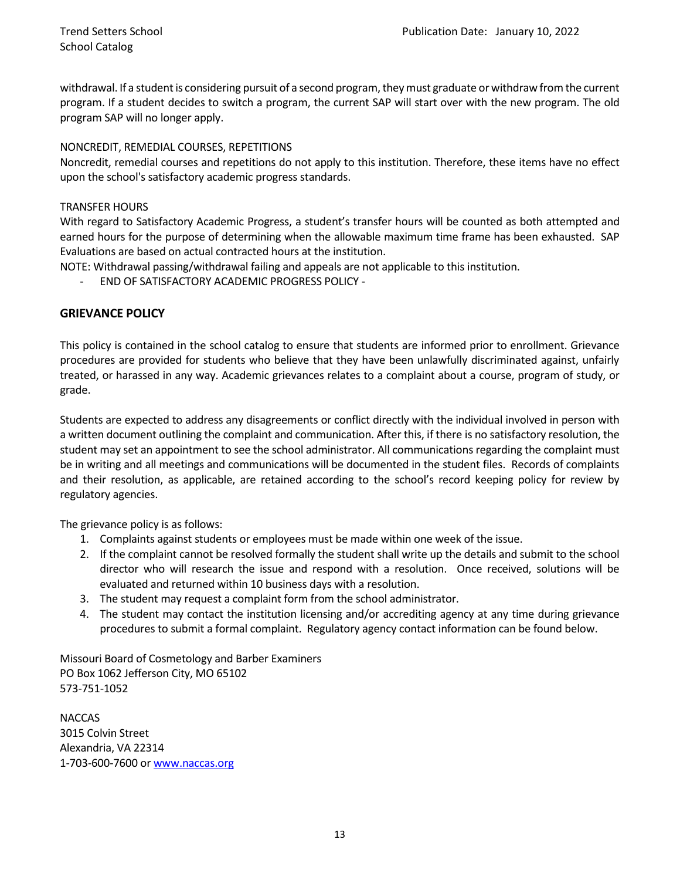withdrawal. If a student is considering pursuit of a second program, they must graduate or withdraw from the current program. If a student decides to switch a program, the current SAP will start over with the new program. The old program SAP will no longer apply.

NONCREDIT, REMEDIAL COURSES, REPETITIONS

Noncredit, remedial courses and repetitions do not apply to this institution. Therefore, these items have no effect upon the school's satisfactory academic progress standards.

TRANSFER HOURS

With regard to Satisfactory Academic Progress, a student's transfer hours will be counted as both attempted and earned hours for the purpose of determining when the allowable maximum time frame has been exhausted. SAP Evaluations are based on actual contracted hours at the institution.

NOTE: Withdrawal passing/withdrawal failing and appeals are not applicable to this institution.

- END OF SATISFACTORY ACADEMIC PROGRESS POLICY -

## GRIEVANCE POLICY

This policy is contained in the school catalog to ensure that students are informed prior to enrollment. Grievance procedures are provided for students who believe that they have been unlawfully discriminated against, unfairly treated, or harassed in any way. Academic grievances relates to a complaint about a course, program of study, or grade.

Students are expected to address any disagreements or conflict directly with the individual involved in person with a written document outlining the complaint and communication. After this, if there is no satisfactory resolution, the student may set an appointment to see the school administrator. All communications regarding the complaint must be in writing and all meetings and communications will be documented in the student files. Records of complaints and their resolution, as applicable, are retained according to the school's record keeping policy for review by regulatory agencies.

The grievance policy is as follows:

1. Complaints against students or employees must be made within one week of the issue.
2. If the complaint cannot be resolved formally the student shall write up the details and submit to the school director who will research the issue and respond with a resolution. Once received, solutions will be evaluated and returned within 10 business days with a resolution.
3. The student may request a complaint form from the school administrator.
4. The student may contact the institution licensing and/or accrediting agency at any time during grievance procedures to submit a formal complaint. Regulatory agency contact information can be found below.

Missouri Board of Cosmetology and Barber Examiners
PO Box 1062 Jefferson City, MO 65102
573-751-1052

NACCAS
3015 Colvin Street
Alexandria, VA 22314
1-703-600-7600 or [www.naccas.org](http://www.naccas.org)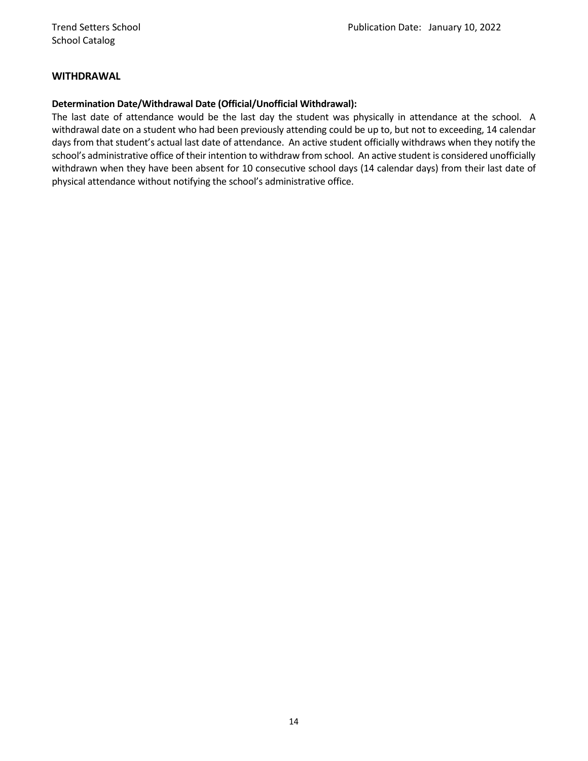## WITHDRAWAL

**Determination Date/Withdrawal Date (Official/Unofficial Withdrawal):**

The last date of attendance would be the last day the student was physically in attendance at the school. A withdrawal date on a student who had been previously attending could be up to, but not to exceeding, 14 calendar days from that student's actual last date of attendance. An active student officially withdraws when they notify the school's administrative office of their intention to withdraw from school. An active student is considered unofficially withdrawn when they have been absent for 10 consecutive school days (14 calendar days) from their last date of physical attendance without notifying the school's administrative office.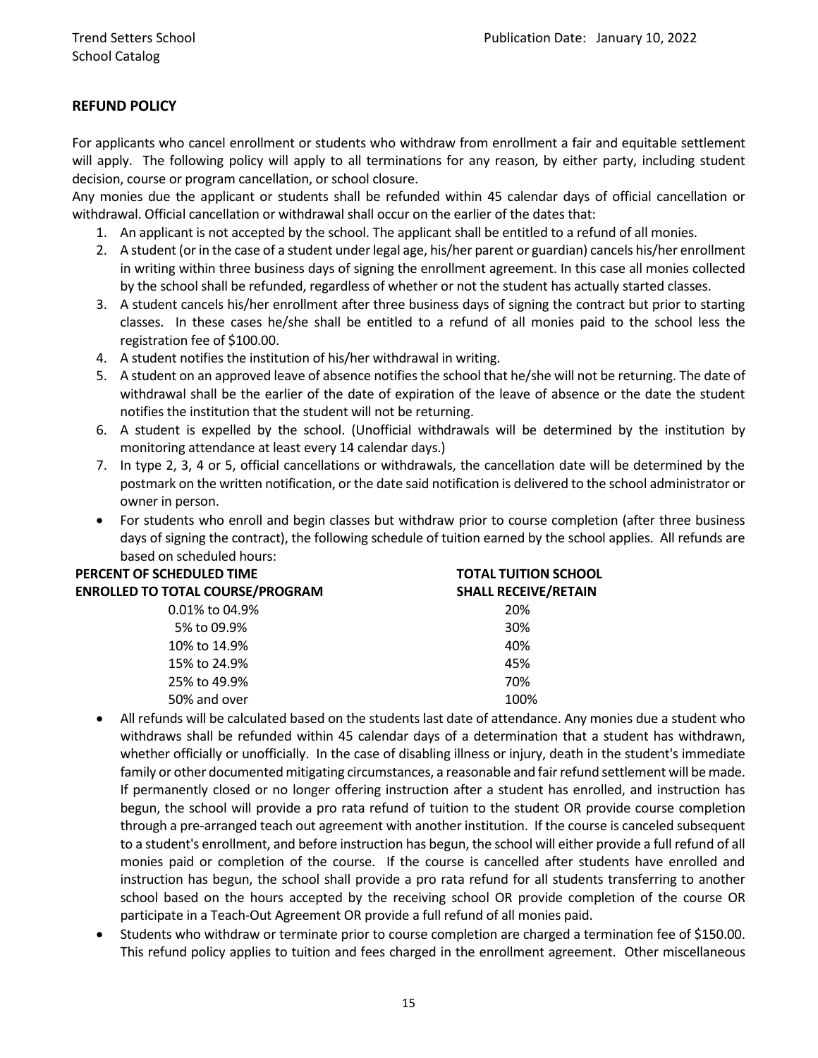## REFUND POLICY

For applicants who cancel enrollment or students who withdraw from enrollment a fair and equitable settlement will apply. The following policy will apply to all terminations for any reason, by either party, including student decision, course or program cancellation, or school closure.

Any monies due the applicant or students shall be refunded within 45 calendar days of official cancellation or withdrawal. Official cancellation or withdrawal shall occur on the earlier of the dates that:

1. An applicant is not accepted by the school. The applicant shall be entitled to a refund of all monies.
2. A student (or in the case of a student under legal age, his/her parent or guardian) cancels his/her enrollment in writing within three business days of signing the enrollment agreement. In this case all monies collected by the school shall be refunded, regardless of whether or not the student has actually started classes.
3. A student cancels his/her enrollment after three business days of signing the contract but prior to starting classes. In these cases he/she shall be entitled to a refund of all monies paid to the school less the registration fee of $100.00.
4. A student notifies the institution of his/her withdrawal in writing.
5. A student on an approved leave of absence notifies the school that he/she will not be returning. The date of withdrawal shall be the earlier of the date of expiration of the leave of absence or the date the student notifies the institution that the student will not be returning.
6. A student is expelled by the school. (Unofficial withdrawals will be determined by the institution by monitoring attendance at least every 14 calendar days.)
7. In type 2, 3, 4 or 5, official cancellations or withdrawals, the cancellation date will be determined by the postmark on the written notification, or the date said notification is delivered to the school administrator or owner in person.

- For students who enroll and begin classes but withdraw prior to course completion (after three business days of signing the contract), the following schedule of tuition earned by the school applies. All refunds are based on scheduled hours:

| PERCENT OF SCHEDULED TIME ENROLLED TO TOTAL COURSE/PROGRAM | TOTAL TUITION SCHOOL SHALL RECEIVE/RETAIN |
| --- | --- |
| 0.01% to 04.9% | 20% |
| 5% to 09.9% | 30% |
| 10% to 14.9% | 40% |
| 15% to 24.9% | 45% |
| 25% to 49.9% | 70% |
| 50% and over | 100% |

- All refunds will be calculated based on the students last date of attendance. Any monies due a student who withdraws shall be refunded within 45 calendar days of a determination that a student has withdrawn, whether officially or unofficially. In the case of disabling illness or injury, death in the student's immediate family or other documented mitigating circumstances, a reasonable and fair refund settlement will be made. If permanently closed or no longer offering instruction after a student has enrolled, and instruction has begun, the school will provide a pro rata refund of tuition to the student OR provide course completion through a pre-arranged teach out agreement with another institution. If the course is canceled subsequent to a student's enrollment, and before instruction has begun, the school will either provide a full refund of all monies paid or completion of the course. If the course is cancelled after students have enrolled and instruction has begun, the school shall provide a pro rata refund for all students transferring to another school based on the hours accepted by the receiving school OR provide completion of the course OR participate in a Teach-Out Agreement OR provide a full refund of all monies paid.
- Students who withdraw or terminate prior to course completion are charged a termination fee of $150.00. This refund policy applies to tuition and fees charged in the enrollment agreement. Other miscellaneous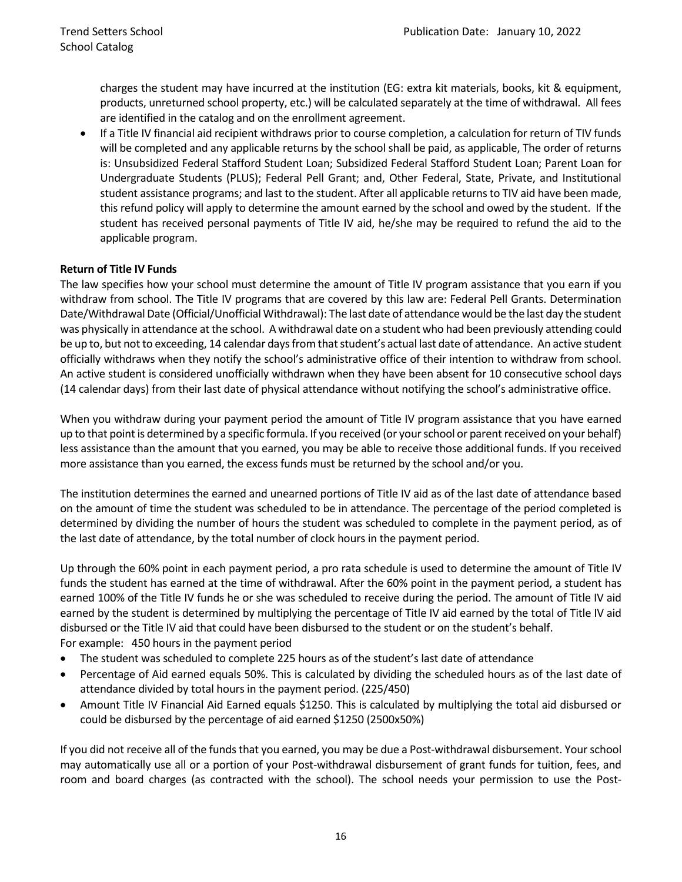charges the student may have incurred at the institution (EG: extra kit materials, books, kit & equipment, products, unreturned school property, etc.) will be calculated separately at the time of withdrawal. All fees are identified in the catalog and on the enrollment agreement.

- If a Title IV financial aid recipient withdraws prior to course completion, a calculation for return of TIV funds will be completed and any applicable returns by the school shall be paid, as applicable, The order of returns is: Unsubsidized Federal Stafford Student Loan; Subsidized Federal Stafford Student Loan; Parent Loan for Undergraduate Students (PLUS); Federal Pell Grant; and, Other Federal, State, Private, and Institutional student assistance programs; and last to the student. After all applicable returns to TIV aid have been made, this refund policy will apply to determine the amount earned by the school and owed by the student. If the student has received personal payments of Title IV aid, he/she may be required to refund the aid to the applicable program.

**Return of Title IV Funds**

The law specifies how your school must determine the amount of Title IV program assistance that you earn if you withdraw from school. The Title IV programs that are covered by this law are: Federal Pell Grants. Determination Date/Withdrawal Date (Official/Unofficial Withdrawal): The last date of attendance would be the last day the student was physically in attendance at the school. A withdrawal date on a student who had been previously attending could be up to, but not to exceeding, 14 calendar days from that student's actual last date of attendance. An active student officially withdraws when they notify the school's administrative office of their intention to withdraw from school. An active student is considered unofficially withdrawn when they have been absent for 10 consecutive school days (14 calendar days) from their last date of physical attendance without notifying the school's administrative office.

When you withdraw during your payment period the amount of Title IV program assistance that you have earned up to that point is determined by a specific formula. If you received (or your school or parent received on your behalf) less assistance than the amount that you earned, you may be able to receive those additional funds. If you received more assistance than you earned, the excess funds must be returned by the school and/or you.

The institution determines the earned and unearned portions of Title IV aid as of the last date of attendance based on the amount of time the student was scheduled to be in attendance. The percentage of the period completed is determined by dividing the number of hours the student was scheduled to complete in the payment period, as of the last date of attendance, by the total number of clock hours in the payment period.

Up through the 60% point in each payment period, a pro rata schedule is used to determine the amount of Title IV funds the student has earned at the time of withdrawal. After the 60% point in the payment period, a student has earned 100% of the Title IV funds he or she was scheduled to receive during the period. The amount of Title IV aid earned by the student is determined by multiplying the percentage of Title IV aid earned by the total of Title IV aid disbursed or the Title IV aid that could have been disbursed to the student or on the student's behalf.

For example: 450 hours in the payment period

- The student was scheduled to complete 225 hours as of the student's last date of attendance
- Percentage of Aid earned equals 50%. This is calculated by dividing the scheduled hours as of the last date of attendance divided by total hours in the payment period. (225/450)
- Amount Title IV Financial Aid Earned equals $1250. This is calculated by multiplying the total aid disbursed or could be disbursed by the percentage of aid earned $1250 (2500x50%)

If you did not receive all of the funds that you earned, you may be due a Post-withdrawal disbursement. Your school may automatically use all or a portion of your Post-withdrawal disbursement of grant funds for tuition, fees, and room and board charges (as contracted with the school). The school needs your permission to use the Post-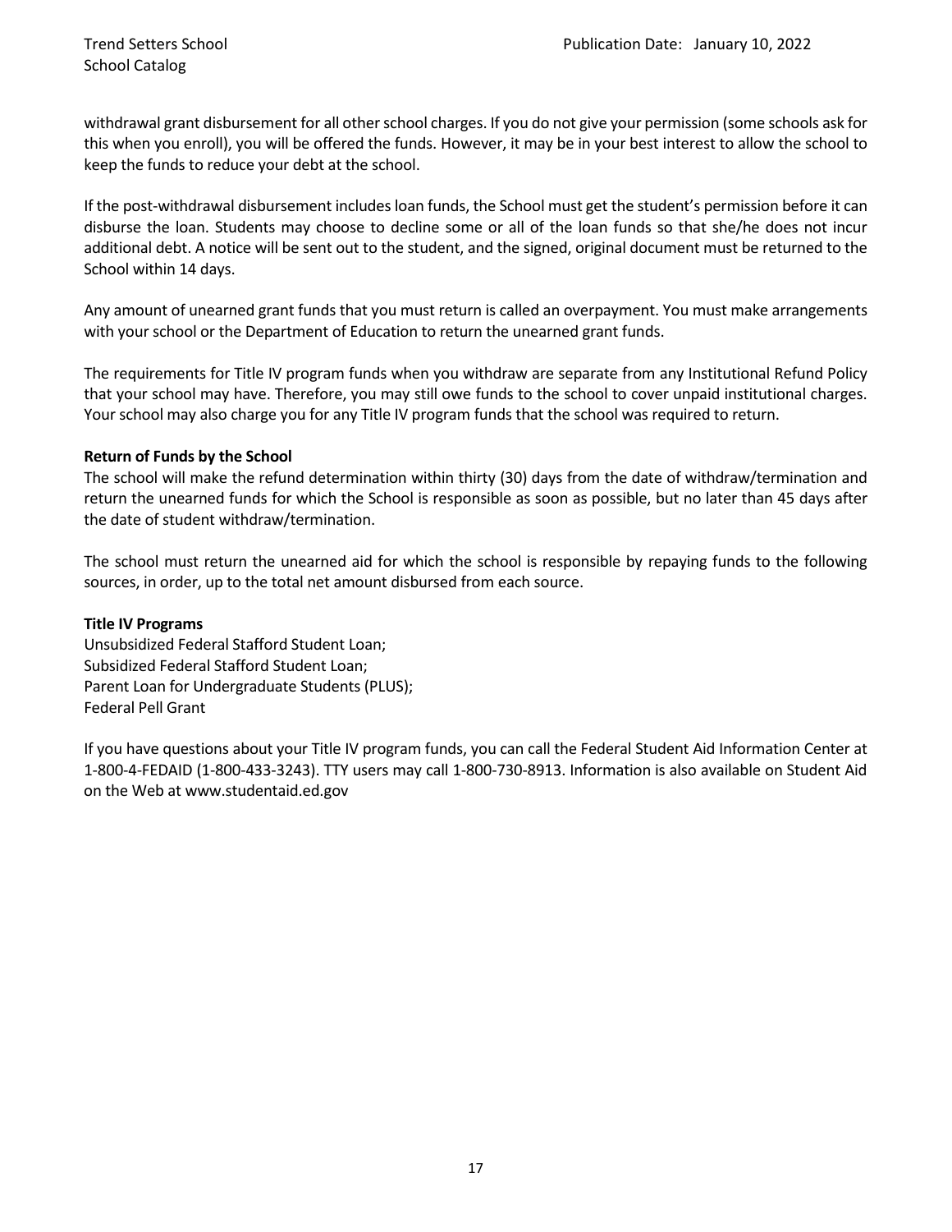withdrawal grant disbursement for all other school charges. If you do not give your permission (some schools ask for this when you enroll), you will be offered the funds. However, it may be in your best interest to allow the school to keep the funds to reduce your debt at the school.

If the post-withdrawal disbursement includes loan funds, the School must get the student's permission before it can disburse the loan. Students may choose to decline some or all of the loan funds so that she/he does not incur additional debt. A notice will be sent out to the student, and the signed, original document must be returned to the School within 14 days.

Any amount of unearned grant funds that you must return is called an overpayment. You must make arrangements with your school or the Department of Education to return the unearned grant funds.

The requirements for Title IV program funds when you withdraw are separate from any Institutional Refund Policy that your school may have. Therefore, you may still owe funds to the school to cover unpaid institutional charges. Your school may also charge you for any Title IV program funds that the school was required to return.

**Return of Funds by the School**

The school will make the refund determination within thirty (30) days from the date of withdraw/termination and return the unearned funds for which the School is responsible as soon as possible, but no later than 45 days after the date of student withdraw/termination.

The school must return the unearned aid for which the school is responsible by repaying funds to the following sources, in order, up to the total net amount disbursed from each source.

**Title IV Programs**

Unsubsidized Federal Stafford Student Loan;
Subsidized Federal Stafford Student Loan;
Parent Loan for Undergraduate Students (PLUS);
Federal Pell Grant

If you have questions about your Title IV program funds, you can call the Federal Student Aid Information Center at 1-800-4-FEDAID (1-800-433-3243). TTY users may call 1-800-730-8913. Information is also available on Student Aid on the Web at www.studentaid.ed.gov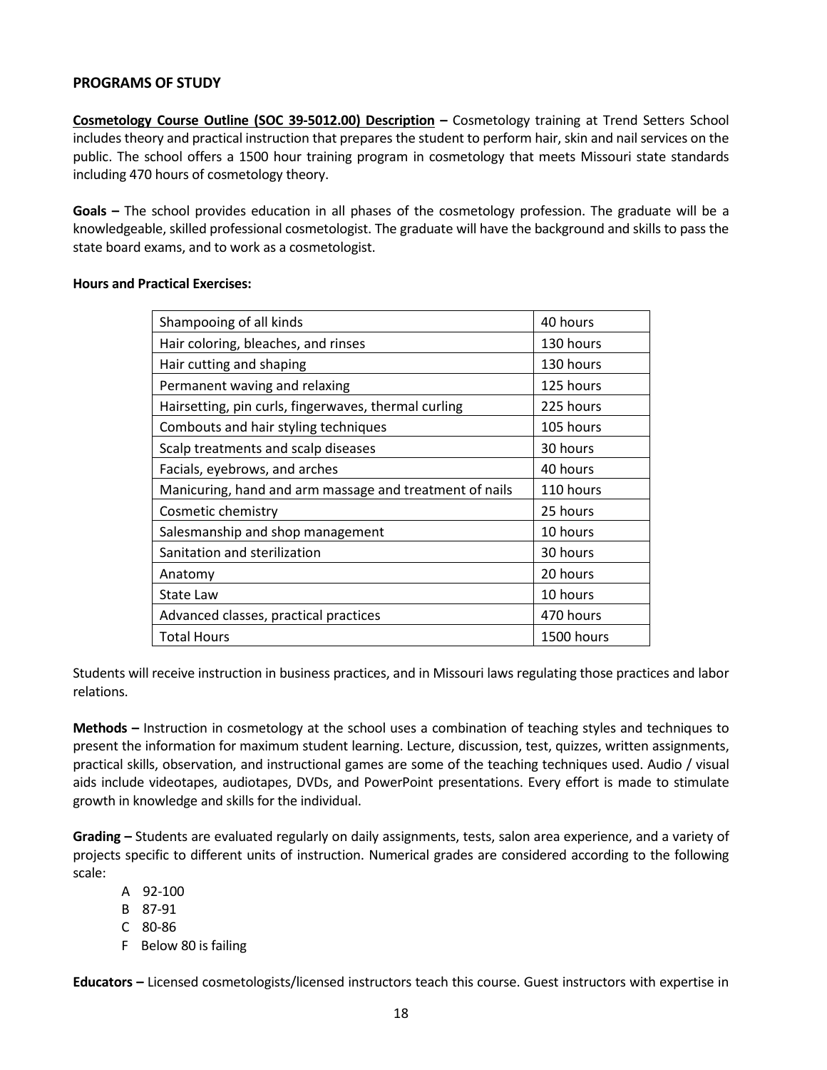## PROGRAMS OF STUDY

**<u>Cosmetology Course Outline (SOC 39-5012.00) Description</u> –** Cosmetology training at Trend Setters School includes theory and practical instruction that prepares the student to perform hair, skin and nail services on the public. The school offers a 1500 hour training program in cosmetology that meets Missouri state standards including 470 hours of cosmetology theory.

**Goals –** The school provides education in all phases of the cosmetology profession. The graduate will be a knowledgeable, skilled professional cosmetologist. The graduate will have the background and skills to pass the state board exams, and to work as a cosmetologist.

**Hours and Practical Exercises:**

| | |
|---|---|
| Shampooing of all kinds | 40 hours |
| Hair coloring, bleaches, and rinses | 130 hours |
| Hair cutting and shaping | 130 hours |
| Permanent waving and relaxing | 125 hours |
| Hairsetting, pin curls, fingerwaves, thermal curling | 225 hours |
| Combouts and hair styling techniques | 105 hours |
| Scalp treatments and scalp diseases | 30 hours |
| Facials, eyebrows, and arches | 40 hours |
| Manicuring, hand and arm massage and treatment of nails | 110 hours |
| Cosmetic chemistry | 25 hours |
| Salesmanship and shop management | 10 hours |
| Sanitation and sterilization | 30 hours |
| Anatomy | 20 hours |
| State Law | 10 hours |
| Advanced classes, practical practices | 470 hours |
| Total Hours | 1500 hours |

Students will receive instruction in business practices, and in Missouri laws regulating those practices and labor relations.

**Methods –** Instruction in cosmetology at the school uses a combination of teaching styles and techniques to present the information for maximum student learning. Lecture, discussion, test, quizzes, written assignments, practical skills, observation, and instructional games are some of the teaching techniques used. Audio / visual aids include videotapes, audiotapes, DVDs, and PowerPoint presentations. Every effort is made to stimulate growth in knowledge and skills for the individual.

**Grading –** Students are evaluated regularly on daily assignments, tests, salon area experience, and a variety of projects specific to different units of instruction. Numerical grades are considered according to the following scale:

- A 92-100
- B 87-91
- C 80-86
- F Below 80 is failing

**Educators –** Licensed cosmetologists/licensed instructors teach this course. Guest instructors with expertise in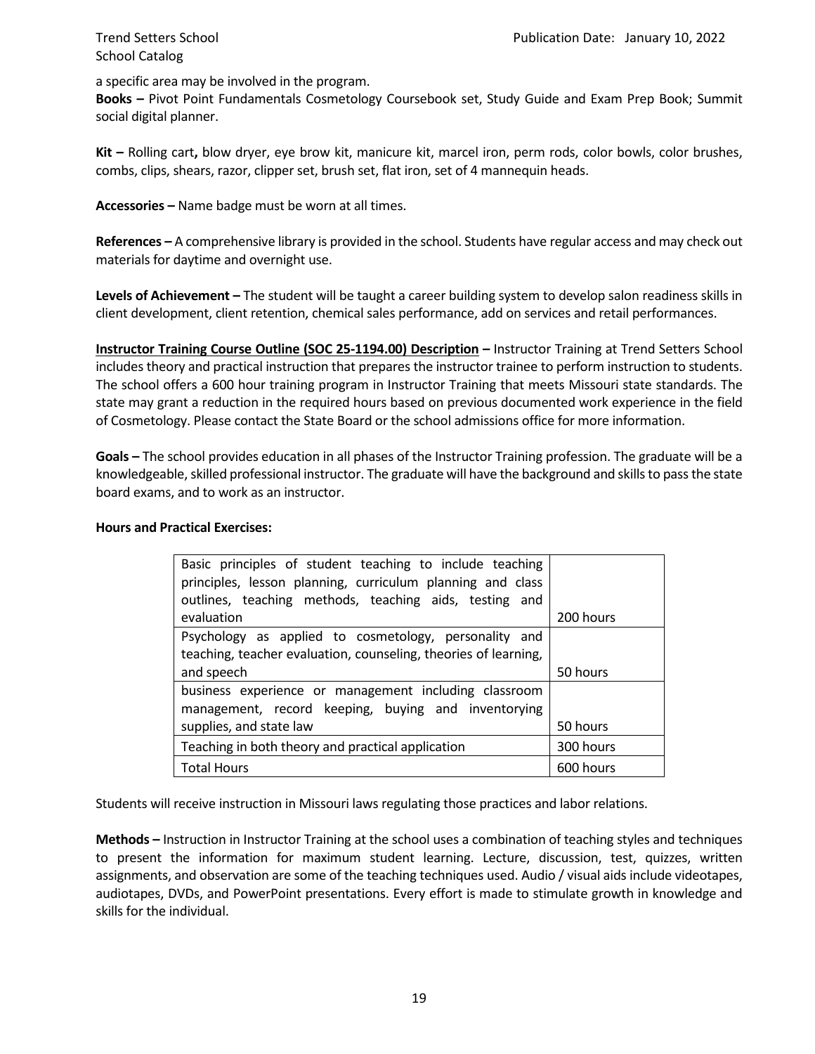a specific area may be involved in the program.

**Books –** Pivot Point Fundamentals Cosmetology Coursebook set, Study Guide and Exam Prep Book; Summit social digital planner.

**Kit –** Rolling cart**,** blow dryer, eye brow kit, manicure kit, marcel iron, perm rods, color bowls, color brushes, combs, clips, shears, razor, clipper set, brush set, flat iron, set of 4 mannequin heads.

**Accessories –** Name badge must be worn at all times.

**References –** A comprehensive library is provided in the school. Students have regular access and may check out materials for daytime and overnight use.

**Levels of Achievement –** The student will be taught a career building system to develop salon readiness skills in client development, client retention, chemical sales performance, add on services and retail performances.

**<u>Instructor Training Course Outline (SOC 25-1194.00) Description</u> –** Instructor Training at Trend Setters School includes theory and practical instruction that prepares the instructor trainee to perform instruction to students. The school offers a 600 hour training program in Instructor Training that meets Missouri state standards. The state may grant a reduction in the required hours based on previous documented work experience in the field of Cosmetology. Please contact the State Board or the school admissions office for more information.

**Goals –** The school provides education in all phases of the Instructor Training profession. The graduate will be a knowledgeable, skilled professional instructor. The graduate will have the background and skills to pass the state board exams, and to work as an instructor.

**Hours and Practical Exercises:**

| | |
|---|---|
| Basic principles of student teaching to include teaching principles, lesson planning, curriculum planning and class outlines, teaching methods, teaching aids, testing and evaluation | 200 hours |
| Psychology as applied to cosmetology, personality and teaching, teacher evaluation, counseling, theories of learning, and speech | 50 hours |
| business experience or management including classroom management, record keeping, buying and inventorying supplies, and state law | 50 hours |
| Teaching in both theory and practical application | 300 hours |
| Total Hours | 600 hours |

Students will receive instruction in Missouri laws regulating those practices and labor relations.

**Methods –** Instruction in Instructor Training at the school uses a combination of teaching styles and techniques to present the information for maximum student learning. Lecture, discussion, test, quizzes, written assignments, and observation are some of the teaching techniques used. Audio / visual aids include videotapes, audiotapes, DVDs, and PowerPoint presentations. Every effort is made to stimulate growth in knowledge and skills for the individual.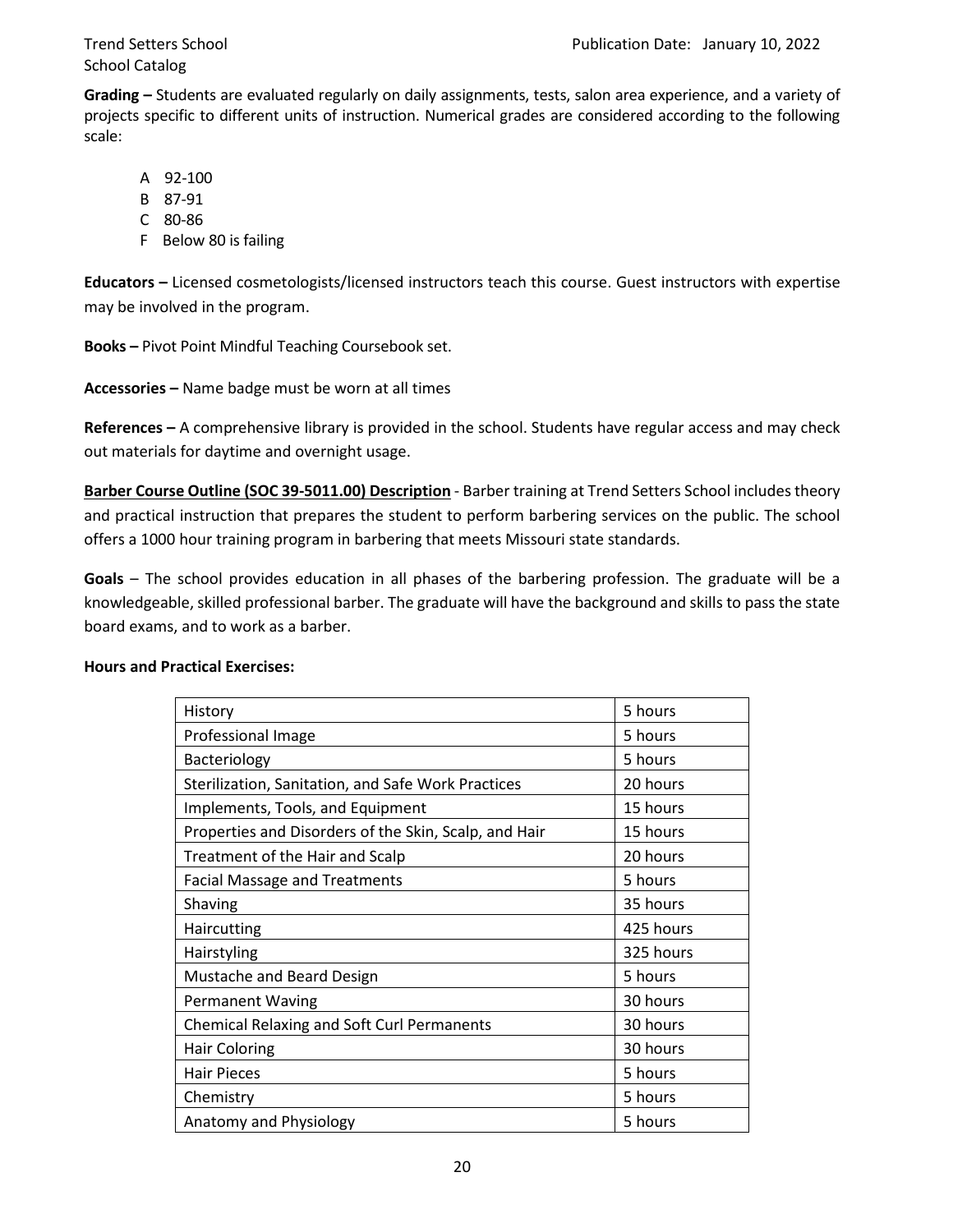**Grading –** Students are evaluated regularly on daily assignments, tests, salon area experience, and a variety of projects specific to different units of instruction. Numerical grades are considered according to the following scale:

- A 92-100
- B 87-91
- C 80-86
- F Below 80 is failing

**Educators –** Licensed cosmetologists/licensed instructors teach this course. Guest instructors with expertise may be involved in the program.

**Books –** Pivot Point Mindful Teaching Coursebook set.

**Accessories –** Name badge must be worn at all times

**References –** A comprehensive library is provided in the school. Students have regular access and may check out materials for daytime and overnight usage.

**Barber Course Outline (SOC 39-5011.00) Description** - Barber training at Trend Setters School includes theory and practical instruction that prepares the student to perform barbering services on the public. The school offers a 1000 hour training program in barbering that meets Missouri state standards.

**Goals** – The school provides education in all phases of the barbering profession. The graduate will be a knowledgeable, skilled professional barber. The graduate will have the background and skills to pass the state board exams, and to work as a barber.

**Hours and Practical Exercises:**

| | |
|---|---|
| History | 5 hours |
| Professional Image | 5 hours |
| Bacteriology | 5 hours |
| Sterilization, Sanitation, and Safe Work Practices | 20 hours |
| Implements, Tools, and Equipment | 15 hours |
| Properties and Disorders of the Skin, Scalp, and Hair | 15 hours |
| Treatment of the Hair and Scalp | 20 hours |
| Facial Massage and Treatments | 5 hours |
| Shaving | 35 hours |
| Haircutting | 425 hours |
| Hairstyling | 325 hours |
| Mustache and Beard Design | 5 hours |
| Permanent Waving | 30 hours |
| Chemical Relaxing and Soft Curl Permanents | 30 hours |
| Hair Coloring | 30 hours |
| Hair Pieces | 5 hours |
| Chemistry | 5 hours |
| Anatomy and Physiology | 5 hours |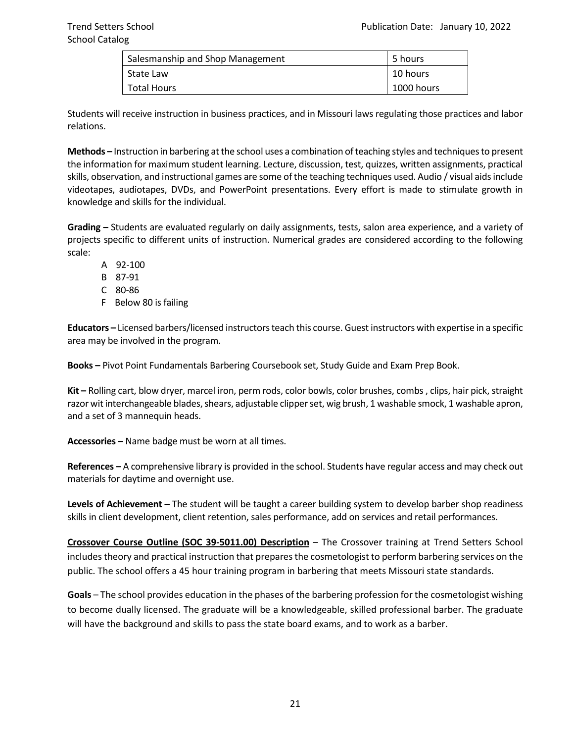| Salesmanship and Shop Management | 5 hours |
|---|---|
| State Law | 10 hours |
| Total Hours | 1000 hours |

Students will receive instruction in business practices, and in Missouri laws regulating those practices and labor relations.

**Methods –** Instruction in barbering at the school uses a combination of teaching styles and techniques to present the information for maximum student learning. Lecture, discussion, test, quizzes, written assignments, practical skills, observation, and instructional games are some of the teaching techniques used. Audio / visual aids include videotapes, audiotapes, DVDs, and PowerPoint presentations. Every effort is made to stimulate growth in knowledge and skills for the individual.

**Grading –** Students are evaluated regularly on daily assignments, tests, salon area experience, and a variety of projects specific to different units of instruction. Numerical grades are considered according to the following scale:

- A 92-100
- B 87-91
- C 80-86
- F Below 80 is failing

**Educators –** Licensed barbers/licensed instructors teach this course. Guest instructors with expertise in a specific area may be involved in the program.

**Books –** Pivot Point Fundamentals Barbering Coursebook set, Study Guide and Exam Prep Book.

**Kit –** Rolling cart, blow dryer, marcel iron, perm rods, color bowls, color brushes, combs , clips, hair pick, straight razor wit interchangeable blades, shears, adjustable clipper set, wig brush, 1 washable smock, 1 washable apron, and a set of 3 mannequin heads.

**Accessories –** Name badge must be worn at all times.

**References –** A comprehensive library is provided in the school. Students have regular access and may check out materials for daytime and overnight use.

**Levels of Achievement –** The student will be taught a career building system to develop barber shop readiness skills in client development, client retention, sales performance, add on services and retail performances.

**Crossover Course Outline (SOC 39-5011.00) Description** – The Crossover training at Trend Setters School includes theory and practical instruction that prepares the cosmetologist to perform barbering services on the public. The school offers a 45 hour training program in barbering that meets Missouri state standards.

**Goals** – The school provides education in the phases of the barbering profession for the cosmetologist wishing to become dually licensed. The graduate will be a knowledgeable, skilled professional barber. The graduate will have the background and skills to pass the state board exams, and to work as a barber.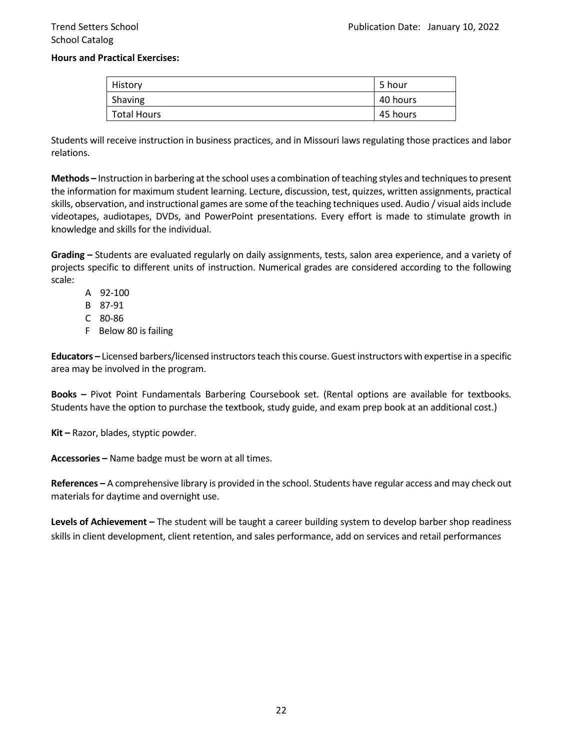**Hours and Practical Exercises:**

| History | 5 hour |
|---|---|
| Shaving | 40 hours |
| Total Hours | 45 hours |

Students will receive instruction in business practices, and in Missouri laws regulating those practices and labor relations.

**Methods –** Instruction in barbering at the school uses a combination of teaching styles and techniques to present the information for maximum student learning. Lecture, discussion, test, quizzes, written assignments, practical skills, observation, and instructional games are some of the teaching techniques used. Audio / visual aids include videotapes, audiotapes, DVDs, and PowerPoint presentations. Every effort is made to stimulate growth in knowledge and skills for the individual.

**Grading –** Students are evaluated regularly on daily assignments, tests, salon area experience, and a variety of projects specific to different units of instruction. Numerical grades are considered according to the following scale:

A 92-100
B 87-91
C 80-86
F Below 80 is failing

**Educators –** Licensed barbers/licensed instructors teach this course. Guest instructors with expertise in a specific area may be involved in the program.

**Books –** Pivot Point Fundamentals Barbering Coursebook set. (Rental options are available for textbooks. Students have the option to purchase the textbook, study guide, and exam prep book at an additional cost.)

**Kit –** Razor, blades, styptic powder.

**Accessories –** Name badge must be worn at all times.

**References –** A comprehensive library is provided in the school. Students have regular access and may check out materials for daytime and overnight use.

**Levels of Achievement –** The student will be taught a career building system to develop barber shop readiness skills in client development, client retention, and sales performance, add on services and retail performances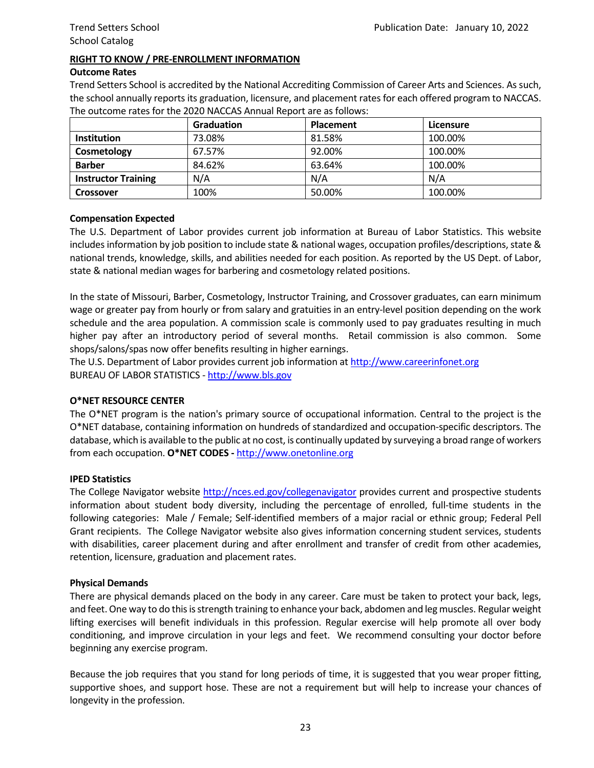## RIGHT TO KNOW / PRE-ENROLLMENT INFORMATION

### Outcome Rates

Trend Setters School is accredited by the National Accrediting Commission of Career Arts and Sciences. As such, the school annually reports its graduation, licensure, and placement rates for each offered program to NACCAS. The outcome rates for the 2020 NACCAS Annual Report are as follows:

| | Graduation | Placement | Licensure |
|---|---|---|---|
| **Institution** | 73.08% | 81.58% | 100.00% |
| **Cosmetology** | 67.57% | 92.00% | 100.00% |
| **Barber** | 84.62% | 63.64% | 100.00% |
| **Instructor Training** | N/A | N/A | N/A |
| **Crossover** | 100% | 50.00% | 100.00% |

### Compensation Expected

The U.S. Department of Labor provides current job information at Bureau of Labor Statistics. This website includes information by job position to include state & national wages, occupation profiles/descriptions, state & national trends, knowledge, skills, and abilities needed for each position. As reported by the US Dept. of Labor, state & national median wages for barbering and cosmetology related positions.

In the state of Missouri, Barber, Cosmetology, Instructor Training, and Crossover graduates, can earn minimum wage or greater pay from hourly or from salary and gratuities in an entry-level position depending on the work schedule and the area population. A commission scale is commonly used to pay graduates resulting in much higher pay after an introductory period of several months. Retail commission is also common. Some shops/salons/spas now offer benefits resulting in higher earnings.

The U.S. Department of Labor provides current job information at http://www.careerinfonet.org
BUREAU OF LABOR STATISTICS - http://www.bls.gov

### O*NET RESOURCE CENTER

The O*NET program is the nation's primary source of occupational information. Central to the project is the O*NET database, containing information on hundreds of standardized and occupation-specific descriptors. The database, which is available to the public at no cost, is continually updated by surveying a broad range of workers from each occupation. **O*NET CODES -** http://www.onetonline.org

### IPED Statistics

The College Navigator website http://nces.ed.gov/collegenavigator provides current and prospective students information about student body diversity, including the percentage of enrolled, full-time students in the following categories: Male / Female; Self-identified members of a major racial or ethnic group; Federal Pell Grant recipients. The College Navigator website also gives information concerning student services, students with disabilities, career placement during and after enrollment and transfer of credit from other academies, retention, licensure, graduation and placement rates.

### Physical Demands

There are physical demands placed on the body in any career. Care must be taken to protect your back, legs, and feet. One way to do this is strength training to enhance your back, abdomen and leg muscles. Regular weight lifting exercises will benefit individuals in this profession. Regular exercise will help promote all over body conditioning, and improve circulation in your legs and feet. We recommend consulting your doctor before beginning any exercise program.

Because the job requires that you stand for long periods of time, it is suggested that you wear proper fitting, supportive shoes, and support hose. These are not a requirement but will help to increase your chances of longevity in the profession.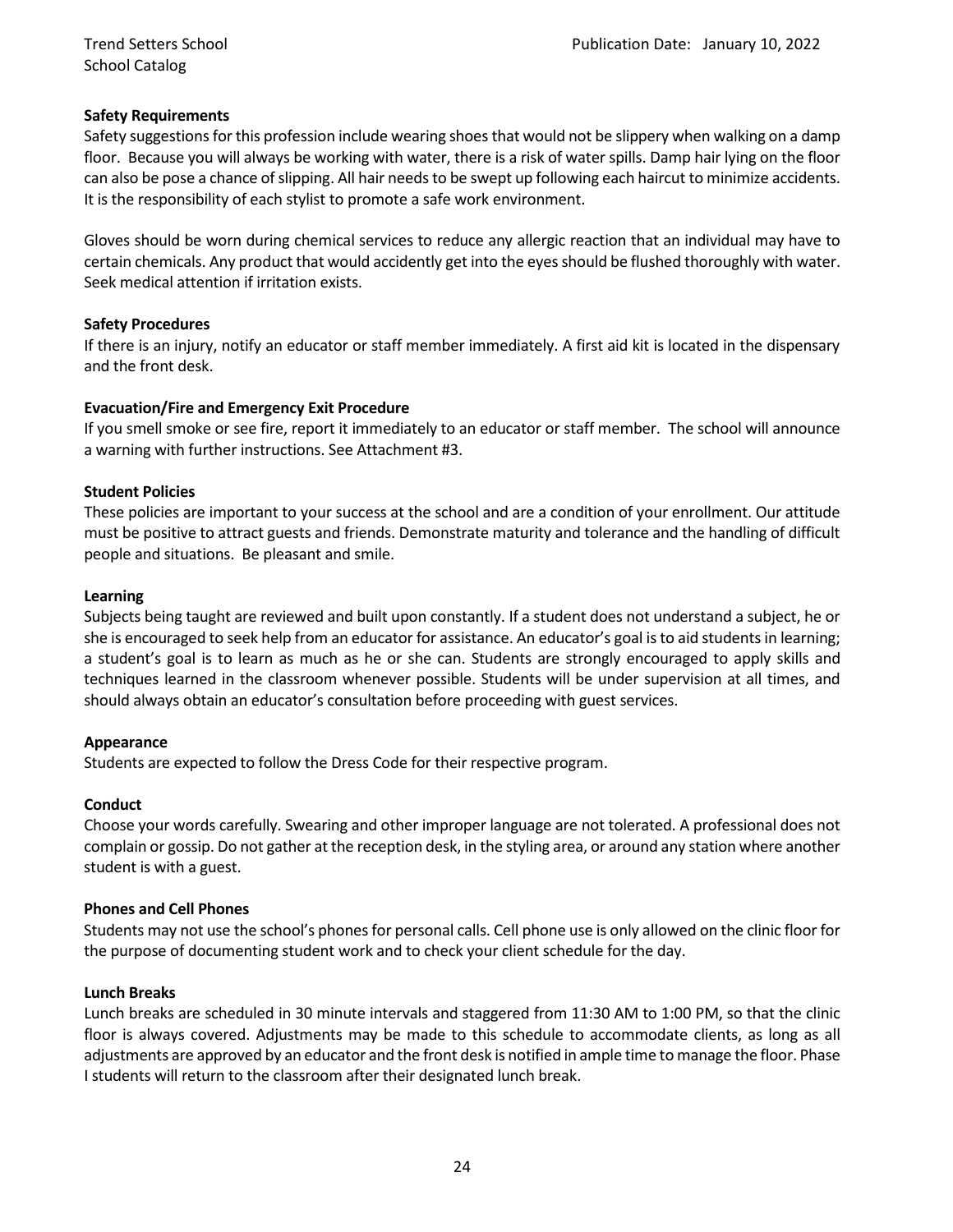**Safety Requirements**

Safety suggestions for this profession include wearing shoes that would not be slippery when walking on a damp floor. Because you will always be working with water, there is a risk of water spills. Damp hair lying on the floor can also be pose a chance of slipping. All hair needs to be swept up following each haircut to minimize accidents. It is the responsibility of each stylist to promote a safe work environment.

Gloves should be worn during chemical services to reduce any allergic reaction that an individual may have to certain chemicals. Any product that would accidently get into the eyes should be flushed thoroughly with water. Seek medical attention if irritation exists.

**Safety Procedures**

If there is an injury, notify an educator or staff member immediately. A first aid kit is located in the dispensary and the front desk.

**Evacuation/Fire and Emergency Exit Procedure**

If you smell smoke or see fire, report it immediately to an educator or staff member. The school will announce a warning with further instructions. See Attachment #3.

**Student Policies**

These policies are important to your success at the school and are a condition of your enrollment. Our attitude must be positive to attract guests and friends. Demonstrate maturity and tolerance and the handling of difficult people and situations. Be pleasant and smile.

**Learning**

Subjects being taught are reviewed and built upon constantly. If a student does not understand a subject, he or she is encouraged to seek help from an educator for assistance. An educator's goal is to aid students in learning; a student's goal is to learn as much as he or she can. Students are strongly encouraged to apply skills and techniques learned in the classroom whenever possible. Students will be under supervision at all times, and should always obtain an educator's consultation before proceeding with guest services.

**Appearance**

Students are expected to follow the Dress Code for their respective program.

**Conduct**

Choose your words carefully. Swearing and other improper language are not tolerated. A professional does not complain or gossip. Do not gather at the reception desk, in the styling area, or around any station where another student is with a guest.

**Phones and Cell Phones**

Students may not use the school's phones for personal calls. Cell phone use is only allowed on the clinic floor for the purpose of documenting student work and to check your client schedule for the day.

**Lunch Breaks**

Lunch breaks are scheduled in 30 minute intervals and staggered from 11:30 AM to 1:00 PM, so that the clinic floor is always covered. Adjustments may be made to this schedule to accommodate clients, as long as all adjustments are approved by an educator and the front desk is notified in ample time to manage the floor. Phase I students will return to the classroom after their designated lunch break.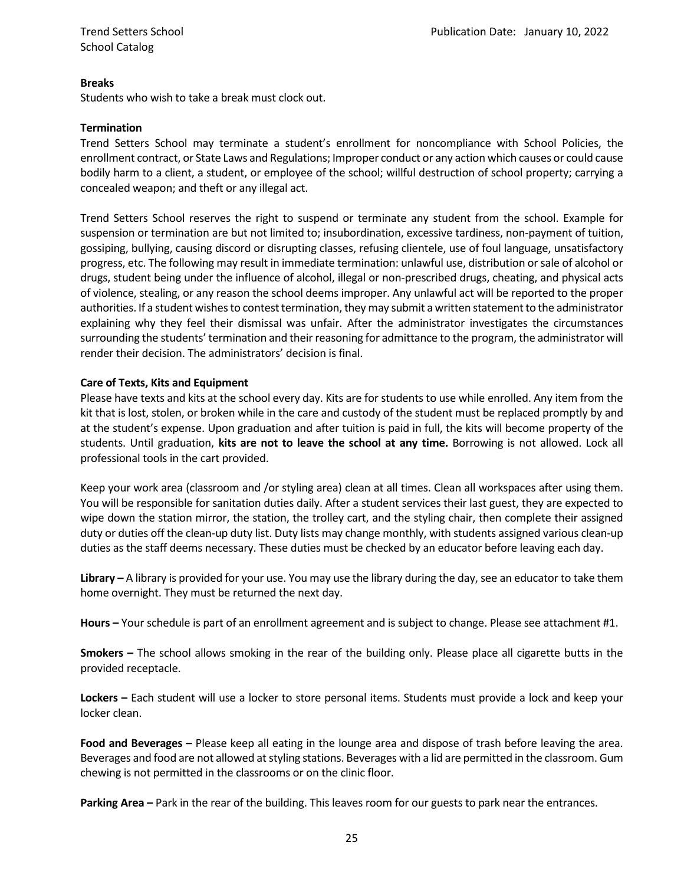**Breaks**

Students who wish to take a break must clock out.

**Termination**

Trend Setters School may terminate a student's enrollment for noncompliance with School Policies, the enrollment contract, or State Laws and Regulations; Improper conduct or any action which causes or could cause bodily harm to a client, a student, or employee of the school; willful destruction of school property; carrying a concealed weapon; and theft or any illegal act.

Trend Setters School reserves the right to suspend or terminate any student from the school. Example for suspension or termination are but not limited to; insubordination, excessive tardiness, non-payment of tuition, gossiping, bullying, causing discord or disrupting classes, refusing clientele, use of foul language, unsatisfactory progress, etc. The following may result in immediate termination: unlawful use, distribution or sale of alcohol or drugs, student being under the influence of alcohol, illegal or non-prescribed drugs, cheating, and physical acts of violence, stealing, or any reason the school deems improper. Any unlawful act will be reported to the proper authorities. If a student wishes to contest termination, they may submit a written statement to the administrator explaining why they feel their dismissal was unfair. After the administrator investigates the circumstances surrounding the students' termination and their reasoning for admittance to the program, the administrator will render their decision. The administrators' decision is final.

**Care of Texts, Kits and Equipment**

Please have texts and kits at the school every day. Kits are for students to use while enrolled. Any item from the kit that is lost, stolen, or broken while in the care and custody of the student must be replaced promptly by and at the student's expense. Upon graduation and after tuition is paid in full, the kits will become property of the students. Until graduation, **kits are not to leave the school at any time.** Borrowing is not allowed. Lock all professional tools in the cart provided.

Keep your work area (classroom and /or styling area) clean at all times. Clean all workspaces after using them. You will be responsible for sanitation duties daily. After a student services their last guest, they are expected to wipe down the station mirror, the station, the trolley cart, and the styling chair, then complete their assigned duty or duties off the clean-up duty list. Duty lists may change monthly, with students assigned various clean-up duties as the staff deems necessary. These duties must be checked by an educator before leaving each day.

**Library –** A library is provided for your use. You may use the library during the day, see an educator to take them home overnight. They must be returned the next day.

**Hours –** Your schedule is part of an enrollment agreement and is subject to change. Please see attachment #1.

**Smokers –** The school allows smoking in the rear of the building only. Please place all cigarette butts in the provided receptacle.

**Lockers –** Each student will use a locker to store personal items. Students must provide a lock and keep your locker clean.

**Food and Beverages –** Please keep all eating in the lounge area and dispose of trash before leaving the area. Beverages and food are not allowed at styling stations. Beverages with a lid are permitted in the classroom. Gum chewing is not permitted in the classrooms or on the clinic floor.

**Parking Area –** Park in the rear of the building. This leaves room for our guests to park near the entrances.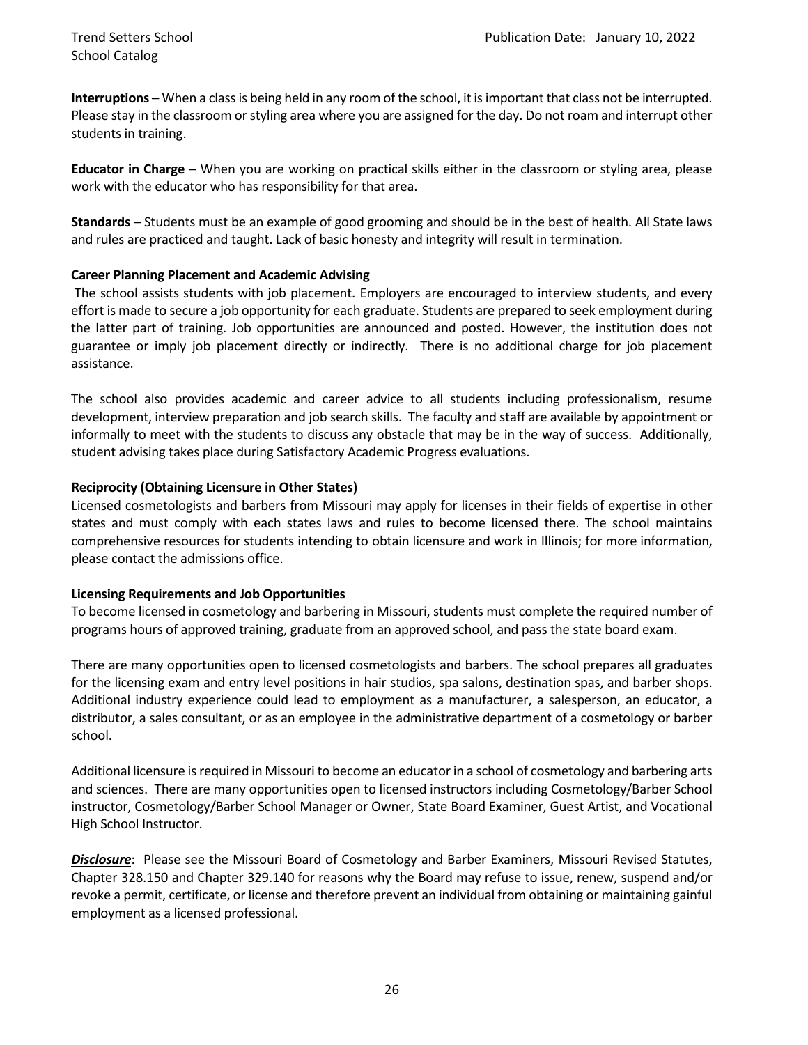**Interruptions –** When a class is being held in any room of the school, it is important that class not be interrupted. Please stay in the classroom or styling area where you are assigned for the day. Do not roam and interrupt other students in training.

**Educator in Charge –** When you are working on practical skills either in the classroom or styling area, please work with the educator who has responsibility for that area.

**Standards –** Students must be an example of good grooming and should be in the best of health. All State laws and rules are practiced and taught. Lack of basic honesty and integrity will result in termination.

**Career Planning Placement and Academic Advising**

The school assists students with job placement. Employers are encouraged to interview students, and every effort is made to secure a job opportunity for each graduate. Students are prepared to seek employment during the latter part of training. Job opportunities are announced and posted. However, the institution does not guarantee or imply job placement directly or indirectly. There is no additional charge for job placement assistance.

The school also provides academic and career advice to all students including professionalism, resume development, interview preparation and job search skills. The faculty and staff are available by appointment or informally to meet with the students to discuss any obstacle that may be in the way of success. Additionally, student advising takes place during Satisfactory Academic Progress evaluations.

**Reciprocity (Obtaining Licensure in Other States)**

Licensed cosmetologists and barbers from Missouri may apply for licenses in their fields of expertise in other states and must comply with each states laws and rules to become licensed there. The school maintains comprehensive resources for students intending to obtain licensure and work in Illinois; for more information, please contact the admissions office.

**Licensing Requirements and Job Opportunities**

To become licensed in cosmetology and barbering in Missouri, students must complete the required number of programs hours of approved training, graduate from an approved school, and pass the state board exam.

There are many opportunities open to licensed cosmetologists and barbers. The school prepares all graduates for the licensing exam and entry level positions in hair studios, spa salons, destination spas, and barber shops. Additional industry experience could lead to employment as a manufacturer, a salesperson, an educator, a distributor, a sales consultant, or as an employee in the administrative department of a cosmetology or barber school.

Additional licensure is required in Missouri to become an educator in a school of cosmetology and barbering arts and sciences. There are many opportunities open to licensed instructors including Cosmetology/Barber School instructor, Cosmetology/Barber School Manager or Owner, State Board Examiner, Guest Artist, and Vocational High School Instructor.

***Disclosure***: Please see the Missouri Board of Cosmetology and Barber Examiners, Missouri Revised Statutes, Chapter 328.150 and Chapter 329.140 for reasons why the Board may refuse to issue, renew, suspend and/or revoke a permit, certificate, or license and therefore prevent an individual from obtaining or maintaining gainful employment as a licensed professional.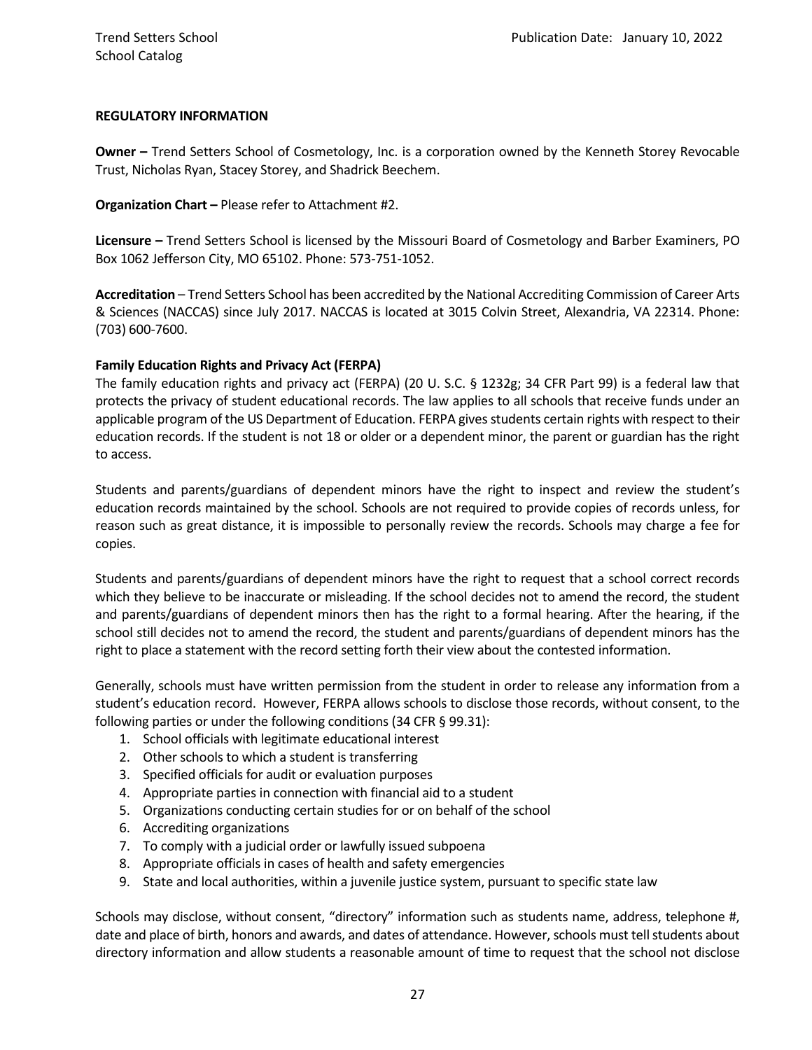**REGULATORY INFORMATION**

**Owner –** Trend Setters School of Cosmetology, Inc. is a corporation owned by the Kenneth Storey Revocable Trust, Nicholas Ryan, Stacey Storey, and Shadrick Beechem.

**Organization Chart –** Please refer to Attachment #2.

**Licensure –** Trend Setters School is licensed by the Missouri Board of Cosmetology and Barber Examiners, PO Box 1062 Jefferson City, MO 65102. Phone: 573-751-1052.

**Accreditation** – Trend Setters School has been accredited by the National Accrediting Commission of Career Arts & Sciences (NACCAS) since July 2017. NACCAS is located at 3015 Colvin Street, Alexandria, VA 22314. Phone: (703) 600-7600.

**Family Education Rights and Privacy Act (FERPA)**

The family education rights and privacy act (FERPA) (20 U. S.C. § 1232g; 34 CFR Part 99) is a federal law that protects the privacy of student educational records. The law applies to all schools that receive funds under an applicable program of the US Department of Education. FERPA gives students certain rights with respect to their education records. If the student is not 18 or older or a dependent minor, the parent or guardian has the right to access.

Students and parents/guardians of dependent minors have the right to inspect and review the student's education records maintained by the school. Schools are not required to provide copies of records unless, for reason such as great distance, it is impossible to personally review the records. Schools may charge a fee for copies.

Students and parents/guardians of dependent minors have the right to request that a school correct records which they believe to be inaccurate or misleading. If the school decides not to amend the record, the student and parents/guardians of dependent minors then has the right to a formal hearing. After the hearing, if the school still decides not to amend the record, the student and parents/guardians of dependent minors has the right to place a statement with the record setting forth their view about the contested information.

Generally, schools must have written permission from the student in order to release any information from a student's education record. However, FERPA allows schools to disclose those records, without consent, to the following parties or under the following conditions (34 CFR § 99.31):

1. School officials with legitimate educational interest
2. Other schools to which a student is transferring
3. Specified officials for audit or evaluation purposes
4. Appropriate parties in connection with financial aid to a student
5. Organizations conducting certain studies for or on behalf of the school
6. Accrediting organizations
7. To comply with a judicial order or lawfully issued subpoena
8. Appropriate officials in cases of health and safety emergencies
9. State and local authorities, within a juvenile justice system, pursuant to specific state law

Schools may disclose, without consent, "directory" information such as students name, address, telephone #, date and place of birth, honors and awards, and dates of attendance. However, schools must tell students about directory information and allow students a reasonable amount of time to request that the school not disclose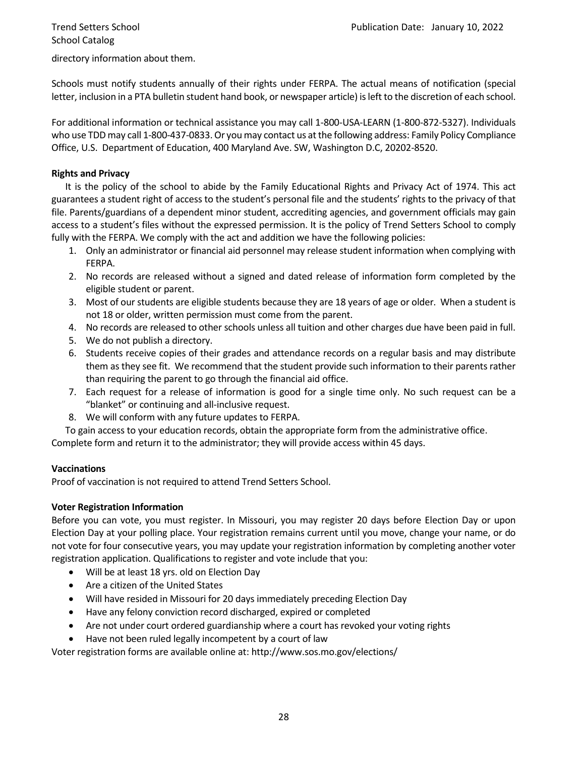directory information about them.

Schools must notify students annually of their rights under FERPA. The actual means of notification (special letter, inclusion in a PTA bulletin student hand book, or newspaper article) is left to the discretion of each school.

For additional information or technical assistance you may call 1-800-USA-LEARN (1-800-872-5327). Individuals who use TDD may call 1-800-437-0833. Or you may contact us at the following address: Family Policy Compliance Office, U.S. Department of Education, 400 Maryland Ave. SW, Washington D.C, 20202-8520.

**Rights and Privacy**

It is the policy of the school to abide by the Family Educational Rights and Privacy Act of 1974. This act guarantees a student right of access to the student's personal file and the students' rights to the privacy of that file. Parents/guardians of a dependent minor student, accrediting agencies, and government officials may gain access to a student's files without the expressed permission. It is the policy of Trend Setters School to comply fully with the FERPA. We comply with the act and addition we have the following policies:

1. Only an administrator or financial aid personnel may release student information when complying with FERPA.
2. No records are released without a signed and dated release of information form completed by the eligible student or parent.
3. Most of our students are eligible students because they are 18 years of age or older. When a student is not 18 or older, written permission must come from the parent.
4. No records are released to other schools unless all tuition and other charges due have been paid in full.
5. We do not publish a directory.
6. Students receive copies of their grades and attendance records on a regular basis and may distribute them as they see fit. We recommend that the student provide such information to their parents rather than requiring the parent to go through the financial aid office.
7. Each request for a release of information is good for a single time only. No such request can be a "blanket" or continuing and all-inclusive request.
8. We will conform with any future updates to FERPA.

To gain access to your education records, obtain the appropriate form from the administrative office. Complete form and return it to the administrator; they will provide access within 45 days.

**Vaccinations**

Proof of vaccination is not required to attend Trend Setters School.

**Voter Registration Information**

Before you can vote, you must register. In Missouri, you may register 20 days before Election Day or upon Election Day at your polling place. Your registration remains current until you move, change your name, or do not vote for four consecutive years, you may update your registration information by completing another voter registration application. Qualifications to register and vote include that you:

- Will be at least 18 yrs. old on Election Day
- Are a citizen of the United States
- Will have resided in Missouri for 20 days immediately preceding Election Day
- Have any felony conviction record discharged, expired or completed
- Are not under court ordered guardianship where a court has revoked your voting rights
- Have not been ruled legally incompetent by a court of law

Voter registration forms are available online at: http://www.sos.mo.gov/elections/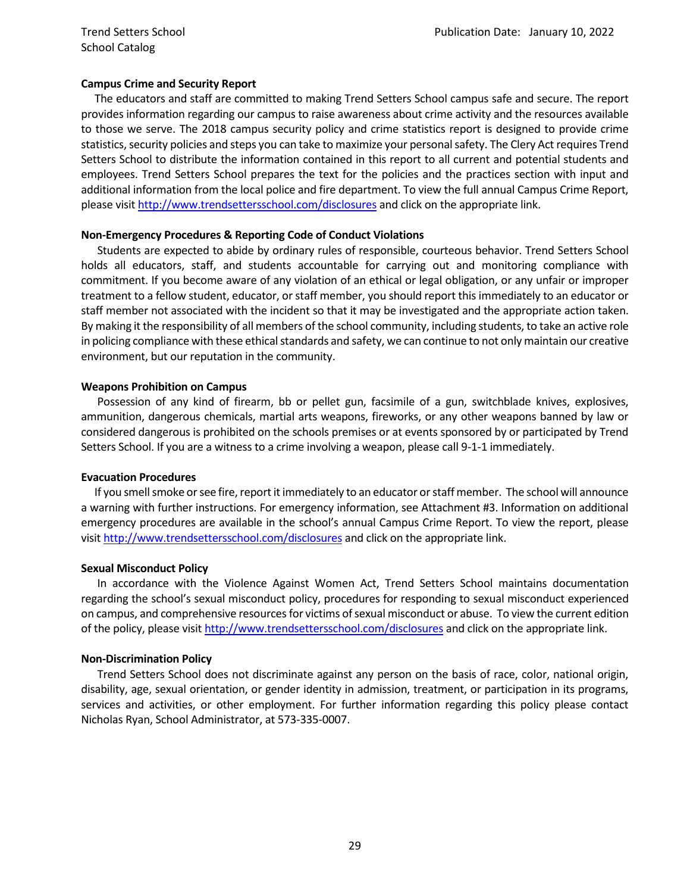**Campus Crime and Security Report**

The educators and staff are committed to making Trend Setters School campus safe and secure. The report provides information regarding our campus to raise awareness about crime activity and the resources available to those we serve. The 2018 campus security policy and crime statistics report is designed to provide crime statistics, security policies and steps you can take to maximize your personal safety. The Clery Act requires Trend Setters School to distribute the information contained in this report to all current and potential students and employees. Trend Setters School prepares the text for the policies and the practices section with input and additional information from the local police and fire department. To view the full annual Campus Crime Report, please visit http://www.trendsettersschool.com/disclosures and click on the appropriate link.

**Non-Emergency Procedures & Reporting Code of Conduct Violations**

Students are expected to abide by ordinary rules of responsible, courteous behavior. Trend Setters School holds all educators, staff, and students accountable for carrying out and monitoring compliance with commitment. If you become aware of any violation of an ethical or legal obligation, or any unfair or improper treatment to a fellow student, educator, or staff member, you should report this immediately to an educator or staff member not associated with the incident so that it may be investigated and the appropriate action taken. By making it the responsibility of all members of the school community, including students, to take an active role in policing compliance with these ethical standards and safety, we can continue to not only maintain our creative environment, but our reputation in the community.

**Weapons Prohibition on Campus**

Possession of any kind of firearm, bb or pellet gun, facsimile of a gun, switchblade knives, explosives, ammunition, dangerous chemicals, martial arts weapons, fireworks, or any other weapons banned by law or considered dangerous is prohibited on the schools premises or at events sponsored by or participated by Trend Setters School. If you are a witness to a crime involving a weapon, please call 9-1-1 immediately.

**Evacuation Procedures**

If you smell smoke or see fire, report it immediately to an educator or staff member. The school will announce a warning with further instructions. For emergency information, see Attachment #3. Information on additional emergency procedures are available in the school's annual Campus Crime Report. To view the report, please visit http://www.trendsettersschool.com/disclosures and click on the appropriate link.

**Sexual Misconduct Policy**

In accordance with the Violence Against Women Act, Trend Setters School maintains documentation regarding the school's sexual misconduct policy, procedures for responding to sexual misconduct experienced on campus, and comprehensive resources for victims of sexual misconduct or abuse. To view the current edition of the policy, please visit http://www.trendsettersschool.com/disclosures and click on the appropriate link.

**Non-Discrimination Policy**

Trend Setters School does not discriminate against any person on the basis of race, color, national origin, disability, age, sexual orientation, or gender identity in admission, treatment, or participation in its programs, services and activities, or other employment. For further information regarding this policy please contact Nicholas Ryan, School Administrator, at 573-335-0007.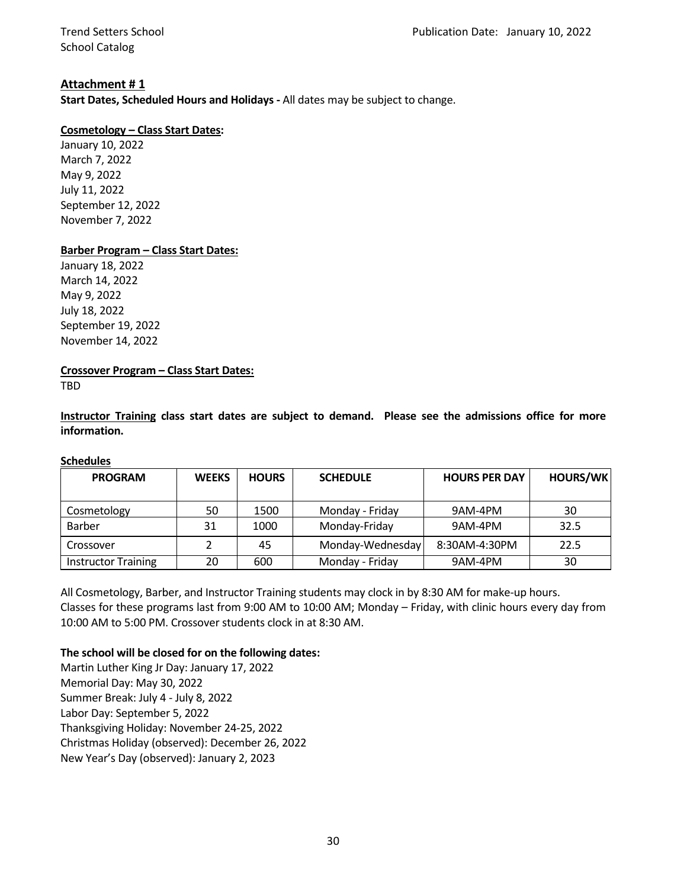## Attachment # 1

**Start Dates, Scheduled Hours and Holidays -** All dates may be subject to change.

**Cosmetology – Class Start Dates:**

January 10, 2022
March 7, 2022
May 9, 2022
July 11, 2022
September 12, 2022
November 7, 2022

**Barber Program – Class Start Dates:**

January 18, 2022
March 14, 2022
May 9, 2022
July 18, 2022
September 19, 2022
November 14, 2022

**Crossover Program – Class Start Dates:**

TBD

**Instructor Training class start dates are subject to demand. Please see the admissions office for more information.**

**Schedules**

| PROGRAM | WEEKS | HOURS | SCHEDULE | HOURS PER DAY | HOURS/WK |
|---|---|---|---|---|---|
| Cosmetology | 50 | 1500 | Monday - Friday | 9AM-4PM | 30 |
| Barber | 31 | 1000 | Monday-Friday | 9AM-4PM | 32.5 |
| Crossover | 2 | 45 | Monday-Wednesday | 8:30AM-4:30PM | 22.5 |
| Instructor Training | 20 | 600 | Monday - Friday | 9AM-4PM | 30 |

All Cosmetology, Barber, and Instructor Training students may clock in by 8:30 AM for make-up hours. Classes for these programs last from 9:00 AM to 10:00 AM; Monday – Friday, with clinic hours every day from 10:00 AM to 5:00 PM. Crossover students clock in at 8:30 AM.

**The school will be closed for on the following dates:**

Martin Luther King Jr Day: January 17, 2022
Memorial Day: May 30, 2022
Summer Break: July 4 - July 8, 2022
Labor Day: September 5, 2022
Thanksgiving Holiday: November 24-25, 2022
Christmas Holiday (observed): December 26, 2022
New Year's Day (observed): January 2, 2023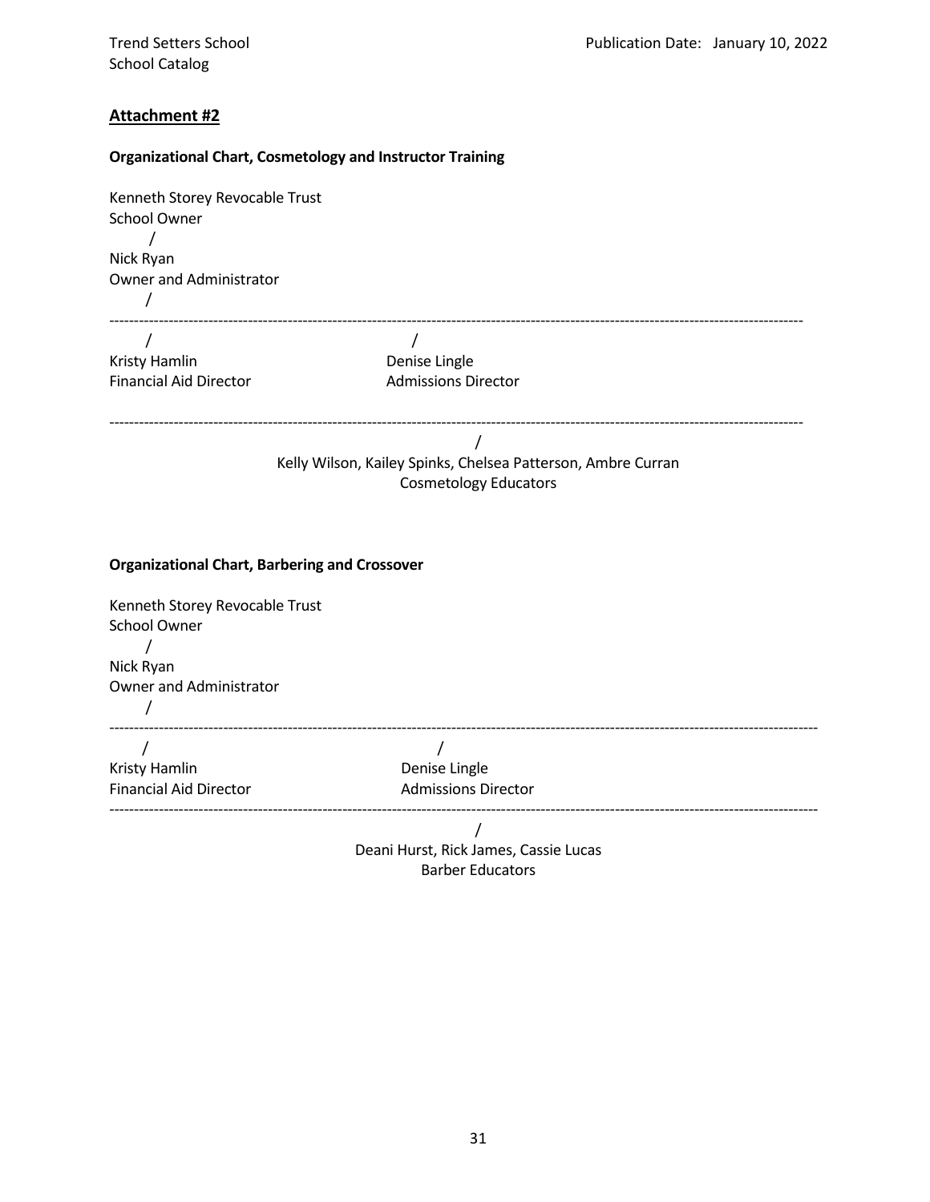## Attachment #2

### Organizational Chart, Cosmetology and Instructor Training

Kenneth Storey Revocable Trust
School Owner

/

Nick Ryan
Owner and Administrator

/

---

/ /

Kristy Hamlin — Financial Aid Director

Denise Lingle — Admissions Director

---

/

Kelly Wilson, Kailey Spinks, Chelsea Patterson, Ambre Curran
Cosmetology Educators

### Organizational Chart, Barbering and Crossover

Kenneth Storey Revocable Trust
School Owner

/

Nick Ryan
Owner and Administrator

/

---

/ /

Kristy Hamlin — Financial Aid Director

Denise Lingle — Admissions Director

---

/

Deani Hurst, Rick James, Cassie Lucas
Barber Educators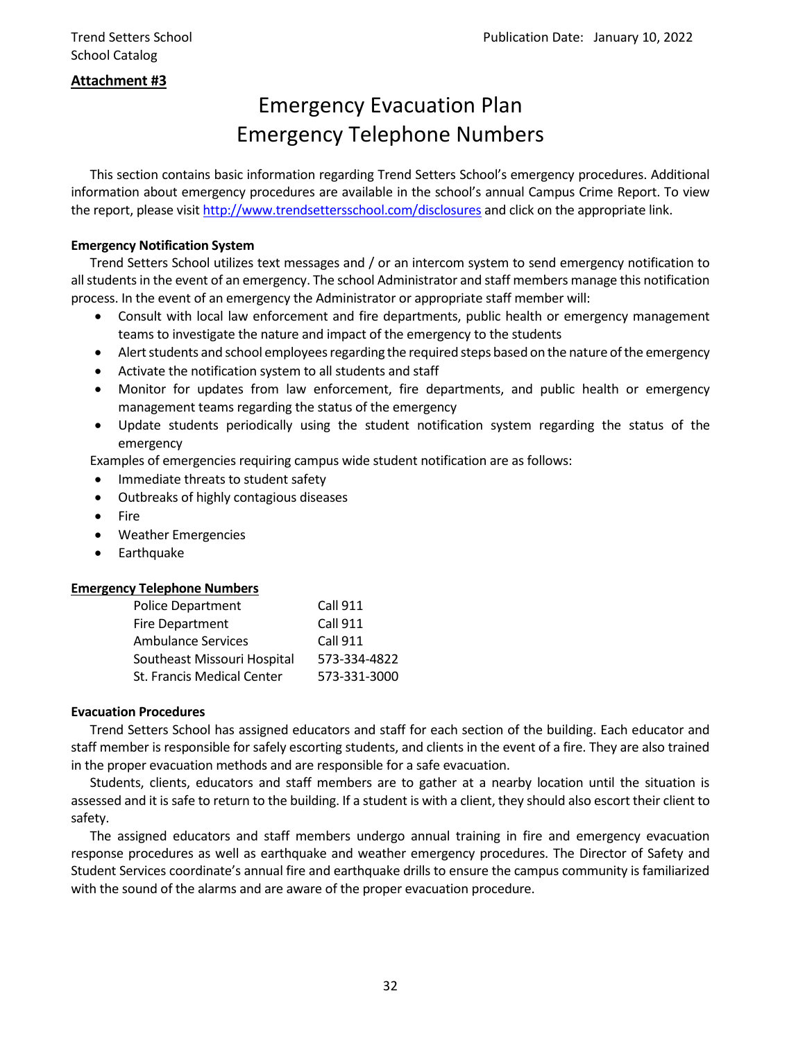**Attachment #3**

# Emergency Evacuation Plan
# Emergency Telephone Numbers

This section contains basic information regarding Trend Setters School's emergency procedures. Additional information about emergency procedures are available in the school's annual Campus Crime Report. To view the report, please visit http://www.trendsettersschool.com/disclosures and click on the appropriate link.

**Emergency Notification System**

Trend Setters School utilizes text messages and / or an intercom system to send emergency notification to all students in the event of an emergency. The school Administrator and staff members manage this notification process. In the event of an emergency the Administrator or appropriate staff member will:

- Consult with local law enforcement and fire departments, public health or emergency management teams to investigate the nature and impact of the emergency to the students
- Alert students and school employees regarding the required steps based on the nature of the emergency
- Activate the notification system to all students and staff
- Monitor for updates from law enforcement, fire departments, and public health or emergency management teams regarding the status of the emergency
- Update students periodically using the student notification system regarding the status of the emergency

Examples of emergencies requiring campus wide student notification are as follows:

- Immediate threats to student safety
- Outbreaks of highly contagious diseases
- Fire
- Weather Emergencies
- Earthquake

**Emergency Telephone Numbers**

| | |
|---|---|
| Police Department | Call 911 |
| Fire Department | Call 911 |
| Ambulance Services | Call 911 |
| Southeast Missouri Hospital | 573-334-4822 |
| St. Francis Medical Center | 573-331-3000 |

**Evacuation Procedures**

Trend Setters School has assigned educators and staff for each section of the building. Each educator and staff member is responsible for safely escorting students, and clients in the event of a fire. They are also trained in the proper evacuation methods and are responsible for a safe evacuation.

Students, clients, educators and staff members are to gather at a nearby location until the situation is assessed and it is safe to return to the building. If a student is with a client, they should also escort their client to safety.

The assigned educators and staff members undergo annual training in fire and emergency evacuation response procedures as well as earthquake and weather emergency procedures. The Director of Safety and Student Services coordinate's annual fire and earthquake drills to ensure the campus community is familiarized with the sound of the alarms and are aware of the proper evacuation procedure.